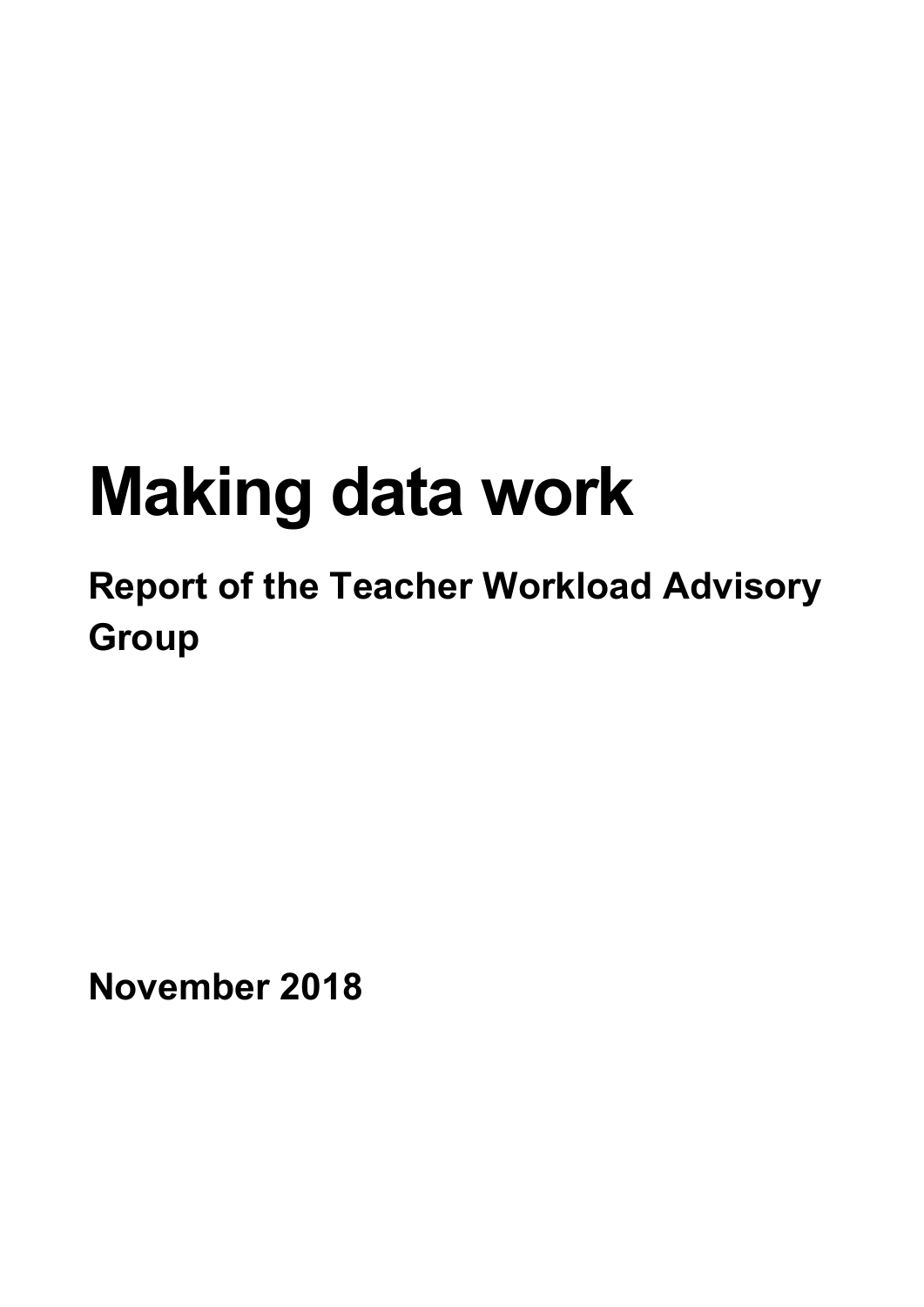# Making data work

## Report of the Teacher Workload Advisory Group

**November 2018**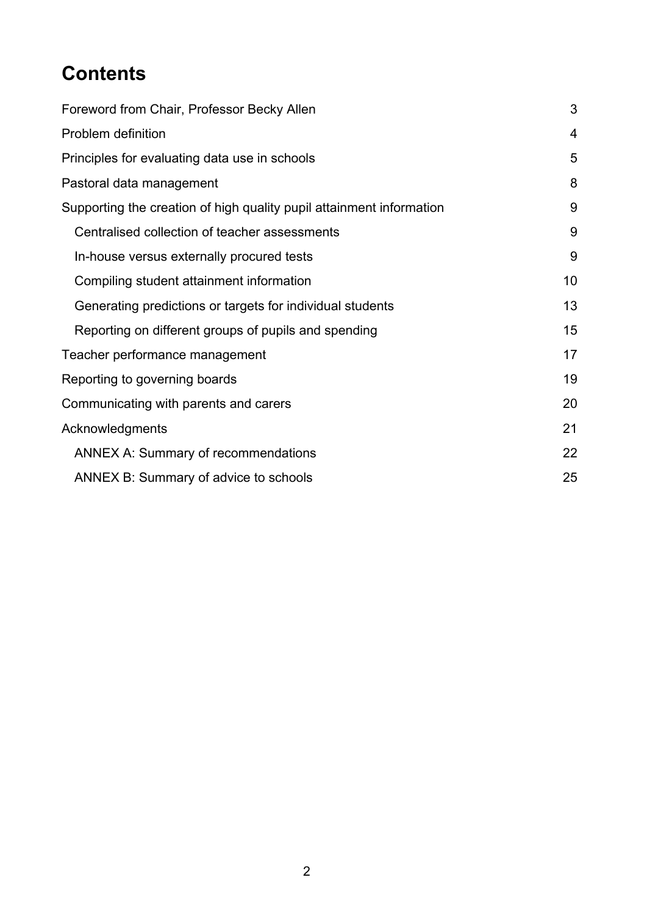# Contents

Foreword from Chair, Professor Becky Allen 3

Problem definition 4

Principles for evaluating data use in schools 5

Pastoral data management 8

Supporting the creation of high quality pupil attainment information 9

- Centralised collection of teacher assessments 9
- In-house versus externally procured tests 9
- Compiling student attainment information 10
- Generating predictions or targets for individual students 13
- Reporting on different groups of pupils and spending 15

Teacher performance management 17

Reporting to governing boards 19

Communicating with parents and carers 20

Acknowledgments 21

- ANNEX A: Summary of recommendations 22
- ANNEX B: Summary of advice to schools 25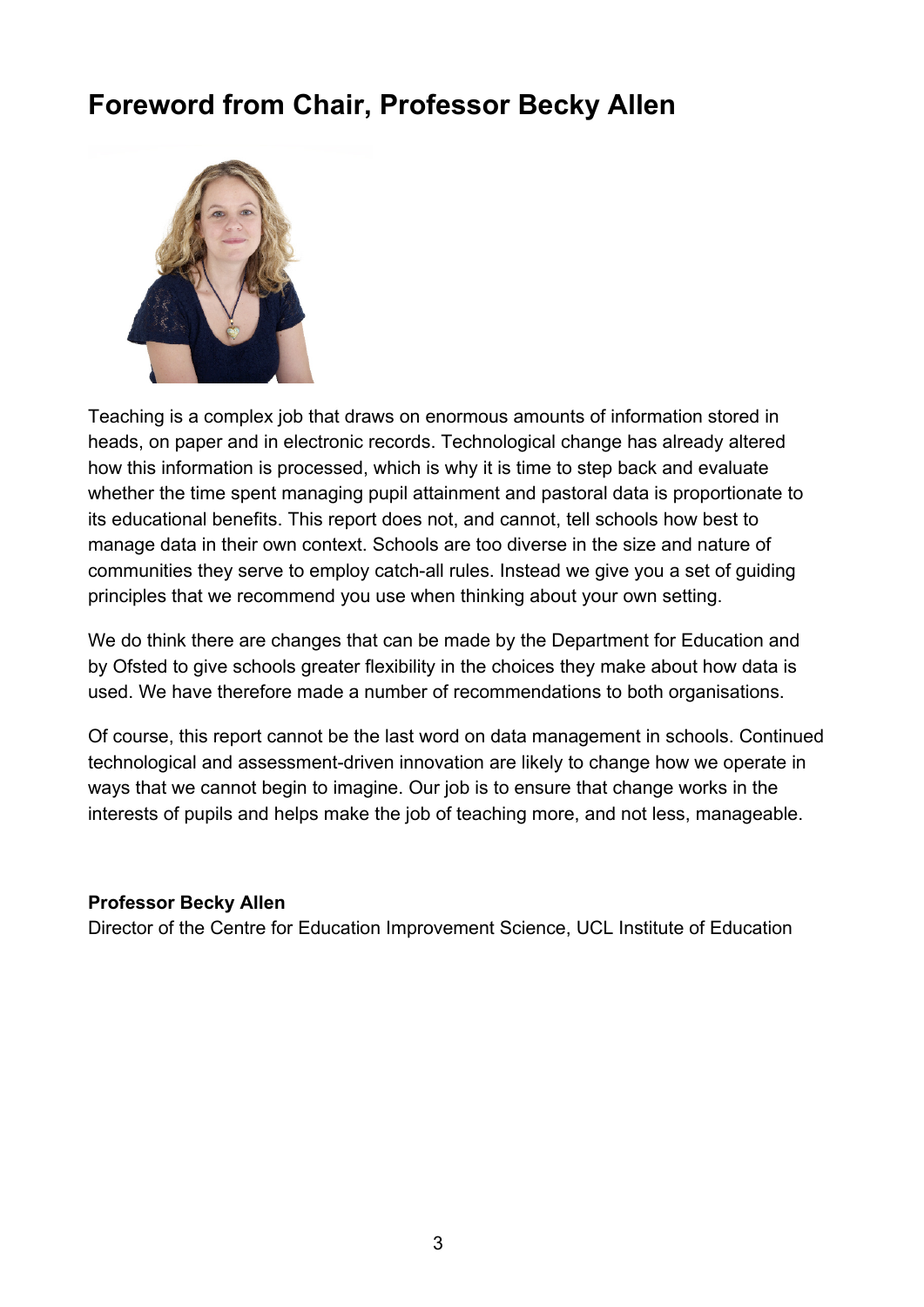# Foreword from Chair, Professor Becky Allen

Teaching is a complex job that draws on enormous amounts of information stored in heads, on paper and in electronic records. Technological change has already altered how this information is processed, which is why it is time to step back and evaluate whether the time spent managing pupil attainment and pastoral data is proportionate to its educational benefits. This report does not, and cannot, tell schools how best to manage data in their own context. Schools are too diverse in the size and nature of communities they serve to employ catch-all rules. Instead we give you a set of guiding principles that we recommend you use when thinking about your own setting.

We do think there are changes that can be made by the Department for Education and by Ofsted to give schools greater flexibility in the choices they make about how data is used. We have therefore made a number of recommendations to both organisations.

Of course, this report cannot be the last word on data management in schools. Continued technological and assessment-driven innovation are likely to change how we operate in ways that we cannot begin to imagine. Our job is to ensure that change works in the interests of pupils and helps make the job of teaching more, and not less, manageable.

**Professor Becky Allen**
Director of the Centre for Education Improvement Science, UCL Institute of Education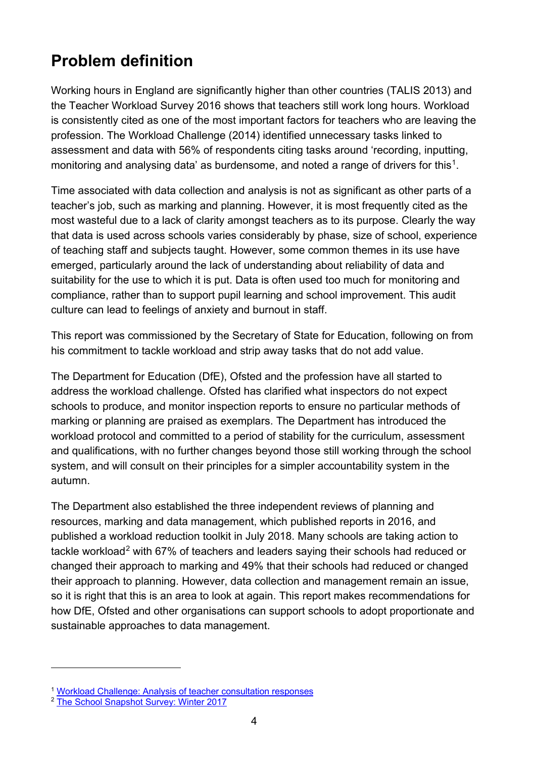## Problem definition

Working hours in England are significantly higher than other countries (TALIS 2013) and the Teacher Workload Survey 2016 shows that teachers still work long hours. Workload is consistently cited as one of the most important factors for teachers who are leaving the profession. The Workload Challenge (2014) identified unnecessary tasks linked to assessment and data with 56% of respondents citing tasks around 'recording, inputting, monitoring and analysing data' as burdensome, and noted a range of drivers for this[1].

Time associated with data collection and analysis is not as significant as other parts of a teacher's job, such as marking and planning. However, it is most frequently cited as the most wasteful due to a lack of clarity amongst teachers as to its purpose. Clearly the way that data is used across schools varies considerably by phase, size of school, experience of teaching staff and subjects taught. However, some common themes in its use have emerged, particularly around the lack of understanding about reliability of data and suitability for the use to which it is put. Data is often used too much for monitoring and compliance, rather than to support pupil learning and school improvement. This audit culture can lead to feelings of anxiety and burnout in staff.

This report was commissioned by the Secretary of State for Education, following on from his commitment to tackle workload and strip away tasks that do not add value.

The Department for Education (DfE), Ofsted and the profession have all started to address the workload challenge. Ofsted has clarified what inspectors do not expect schools to produce, and monitor inspection reports to ensure no particular methods of marking or planning are praised as exemplars. The Department has introduced the workload protocol and committed to a period of stability for the curriculum, assessment and qualifications, with no further changes beyond those still working through the school system, and will consult on their principles for a simpler accountability system in the autumn.

The Department also established the three independent reviews of planning and resources, marking and data management, which published reports in 2016, and published a workload reduction toolkit in July 2018. Many schools are taking action to tackle workload[2] with 67% of teachers and leaders saying their schools had reduced or changed their approach to marking and 49% that their schools had reduced or changed their approach to planning. However, data collection and management remain an issue, so it is right that this is an area to look at again. This report makes recommendations for how DfE, Ofsted and other organisations can support schools to adopt proportionate and sustainable approaches to data management.

---

[1] Workload Challenge: Analysis of teacher consultation responses

[2] The School Snapshot Survey: Winter 2017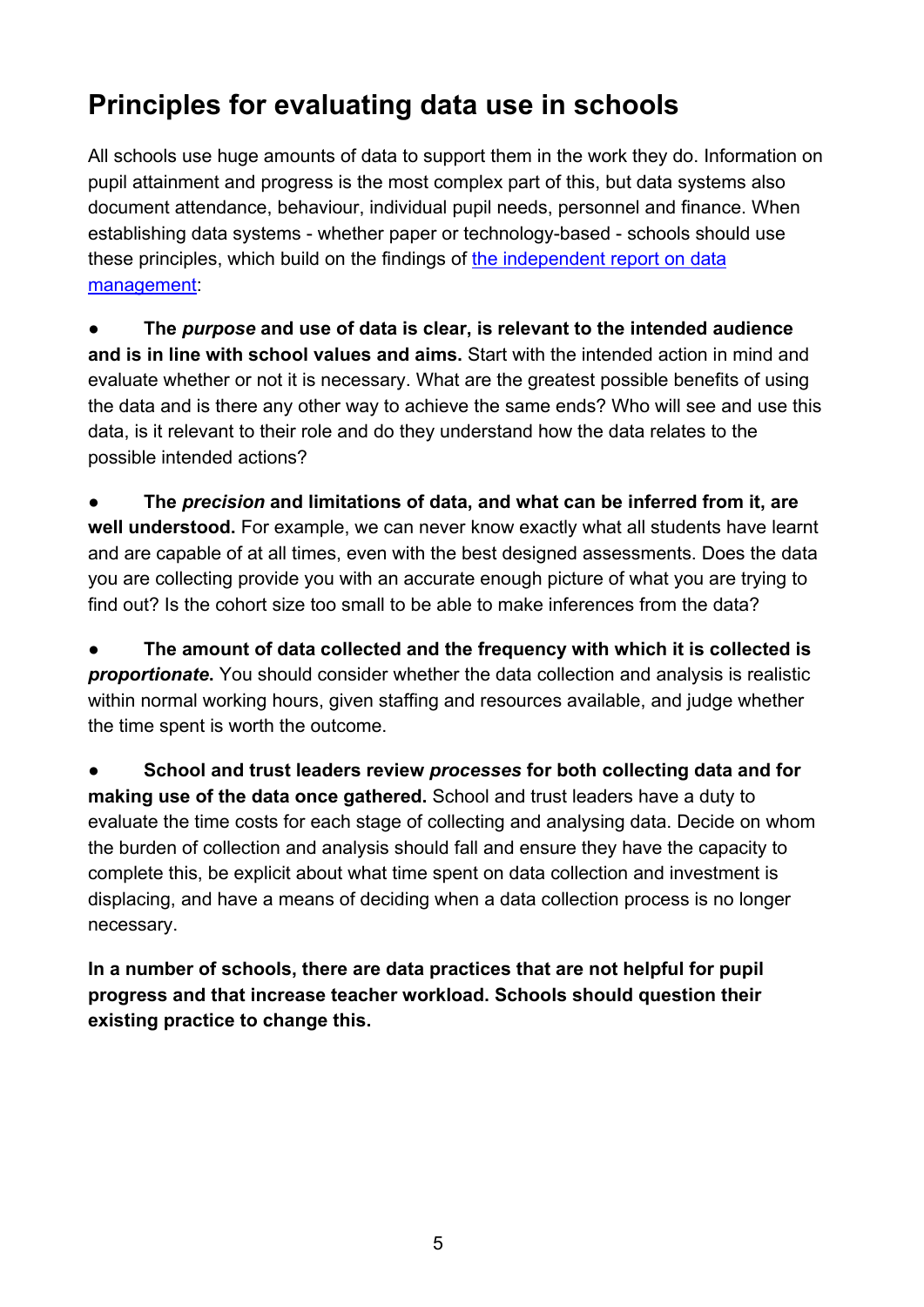# Principles for evaluating data use in schools

All schools use huge amounts of data to support them in the work they do. Information on pupil attainment and progress is the most complex part of this, but data systems also document attendance, behaviour, individual pupil needs, personnel and finance. When establishing data systems - whether paper or technology-based - schools should use these principles, which build on the findings of [the independent report on data management](#):

- **The *purpose* and use of data is clear, is relevant to the intended audience and is in line with school values and aims.** Start with the intended action in mind and evaluate whether or not it is necessary. What are the greatest possible benefits of using the data and is there any other way to achieve the same ends? Who will see and use this data, is it relevant to their role and do they understand how the data relates to the possible intended actions?

- **The *precision* and limitations of data, and what can be inferred from it, are well understood.** For example, we can never know exactly what all students have learnt and are capable of at all times, even with the best designed assessments. Does the data you are collecting provide you with an accurate enough picture of what you are trying to find out? Is the cohort size too small to be able to make inferences from the data?

- **The amount of data collected and the frequency with which it is collected is *proportionate*.** You should consider whether the data collection and analysis is realistic within normal working hours, given staffing and resources available, and judge whether the time spent is worth the outcome.

- **School and trust leaders review *processes* for both collecting data and for making use of the data once gathered.** School and trust leaders have a duty to evaluate the time costs for each stage of collecting and analysing data. Decide on whom the burden of collection and analysis should fall and ensure they have the capacity to complete this, be explicit about what time spent on data collection and investment is displacing, and have a means of deciding when a data collection process is no longer necessary.

**In a number of schools, there are data practices that are not helpful for pupil progress and that increase teacher workload. Schools should question their existing practice to change this.**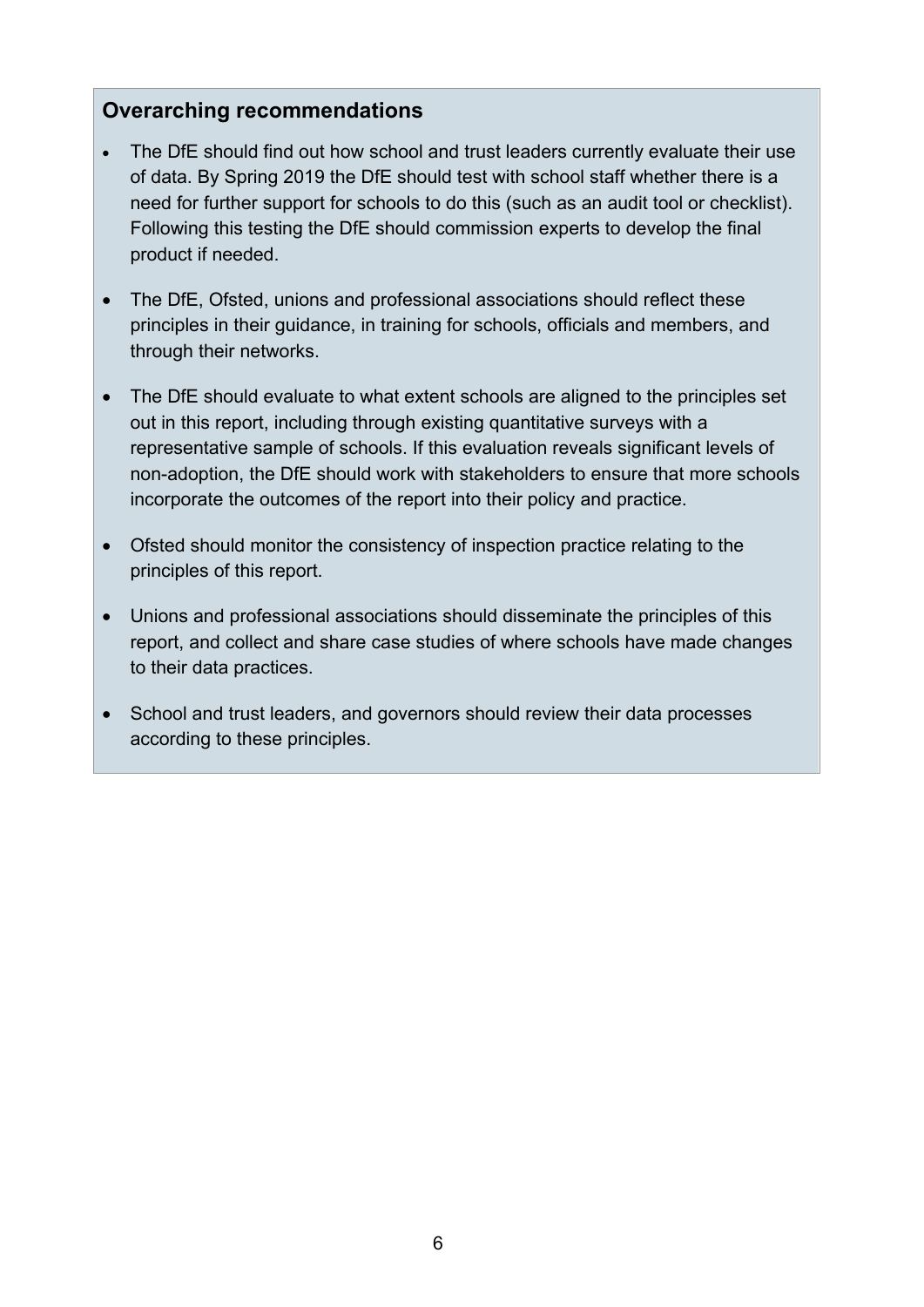## Overarching recommendations

- The DfE should find out how school and trust leaders currently evaluate their use of data. By Spring 2019 the DfE should test with school staff whether there is a need for further support for schools to do this (such as an audit tool or checklist). Following this testing the DfE should commission experts to develop the final product if needed.
- The DfE, Ofsted, unions and professional associations should reflect these principles in their guidance, in training for schools, officials and members, and through their networks.
- The DfE should evaluate to what extent schools are aligned to the principles set out in this report, including through existing quantitative surveys with a representative sample of schools. If this evaluation reveals significant levels of non-adoption, the DfE should work with stakeholders to ensure that more schools incorporate the outcomes of the report into their policy and practice.
- Ofsted should monitor the consistency of inspection practice relating to the principles of this report.
- Unions and professional associations should disseminate the principles of this report, and collect and share case studies of where schools have made changes to their data practices.
- School and trust leaders, and governors should review their data processes according to these principles.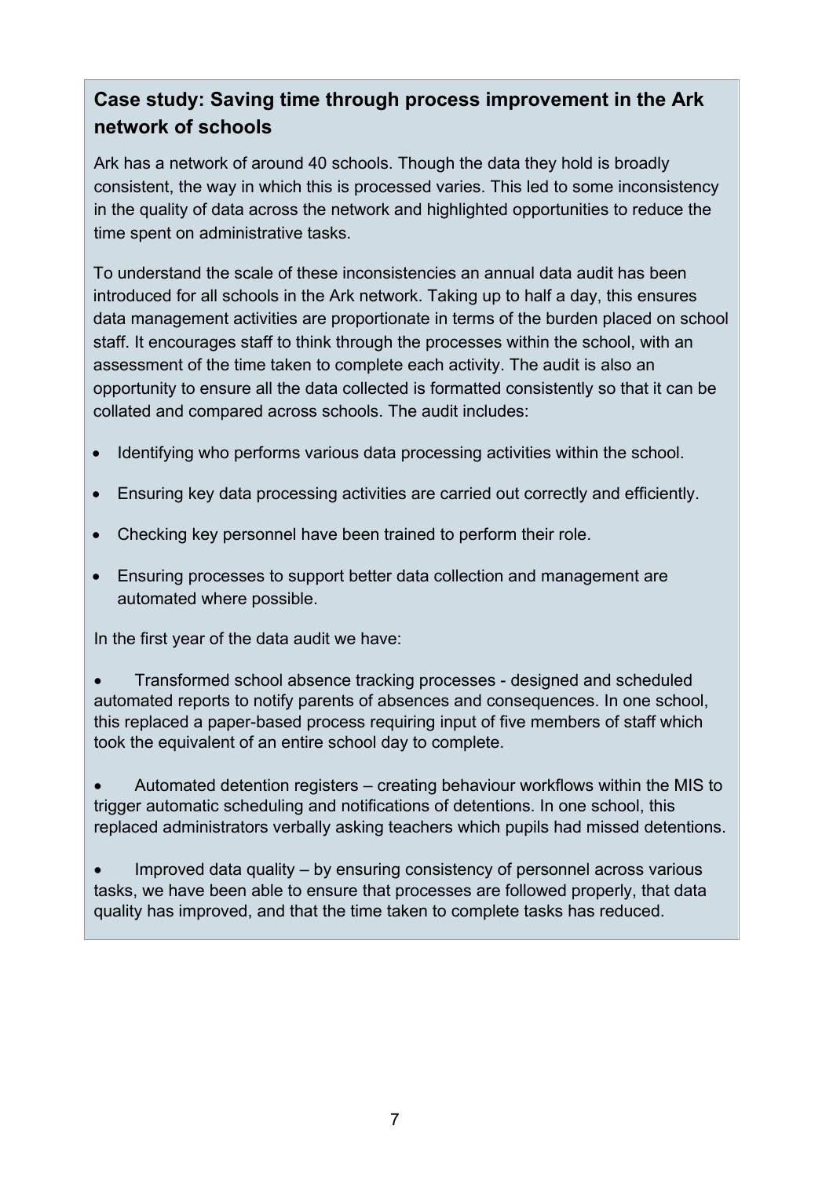## Case study: Saving time through process improvement in the Ark network of schools

Ark has a network of around 40 schools. Though the data they hold is broadly consistent, the way in which this is processed varies. This led to some inconsistency in the quality of data across the network and highlighted opportunities to reduce the time spent on administrative tasks.

To understand the scale of these inconsistencies an annual data audit has been introduced for all schools in the Ark network. Taking up to half a day, this ensures data management activities are proportionate in terms of the burden placed on school staff. It encourages staff to think through the processes within the school, with an assessment of the time taken to complete each activity. The audit is also an opportunity to ensure all the data collected is formatted consistently so that it can be collated and compared across schools. The audit includes:

- Identifying who performs various data processing activities within the school.
- Ensuring key data processing activities are carried out correctly and efficiently.
- Checking key personnel have been trained to perform their role.
- Ensuring processes to support better data collection and management are automated where possible.

In the first year of the data audit we have:

- Transformed school absence tracking processes - designed and scheduled automated reports to notify parents of absences and consequences. In one school, this replaced a paper-based process requiring input of five members of staff which took the equivalent of an entire school day to complete.
- Automated detention registers – creating behaviour workflows within the MIS to trigger automatic scheduling and notifications of detentions. In one school, this replaced administrators verbally asking teachers which pupils had missed detentions.
- Improved data quality – by ensuring consistency of personnel across various tasks, we have been able to ensure that processes are followed properly, that data quality has improved, and that the time taken to complete tasks has reduced.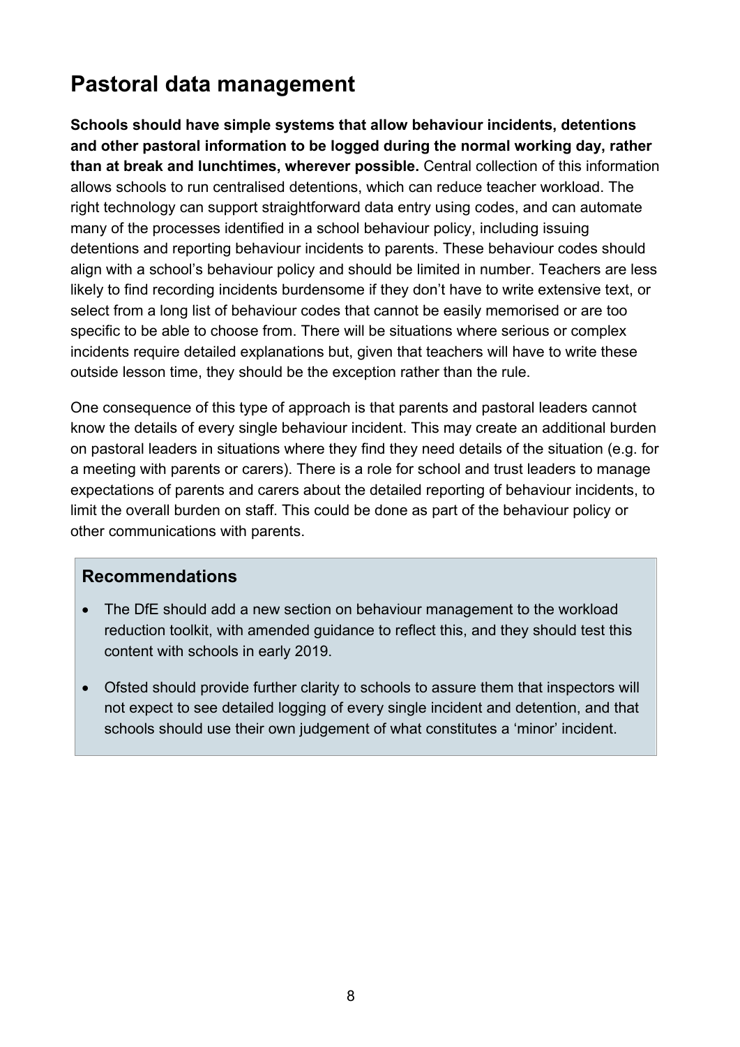## Pastoral data management

**Schools should have simple systems that allow behaviour incidents, detentions and other pastoral information to be logged during the normal working day, rather than at break and lunchtimes, wherever possible.** Central collection of this information allows schools to run centralised detentions, which can reduce teacher workload. The right technology can support straightforward data entry using codes, and can automate many of the processes identified in a school behaviour policy, including issuing detentions and reporting behaviour incidents to parents. These behaviour codes should align with a school's behaviour policy and should be limited in number. Teachers are less likely to find recording incidents burdensome if they don't have to write extensive text, or select from a long list of behaviour codes that cannot be easily memorised or are too specific to be able to choose from. There will be situations where serious or complex incidents require detailed explanations but, given that teachers will have to write these outside lesson time, they should be the exception rather than the rule.

One consequence of this type of approach is that parents and pastoral leaders cannot know the details of every single behaviour incident. This may create an additional burden on pastoral leaders in situations where they find they need details of the situation (e.g. for a meeting with parents or carers). There is a role for school and trust leaders to manage expectations of parents and carers about the detailed reporting of behaviour incidents, to limit the overall burden on staff. This could be done as part of the behaviour policy or other communications with parents.

### Recommendations

- The DfE should add a new section on behaviour management to the workload reduction toolkit, with amended guidance to reflect this, and they should test this content with schools in early 2019.
- Ofsted should provide further clarity to schools to assure them that inspectors will not expect to see detailed logging of every single incident and detention, and that schools should use their own judgement of what constitutes a 'minor' incident.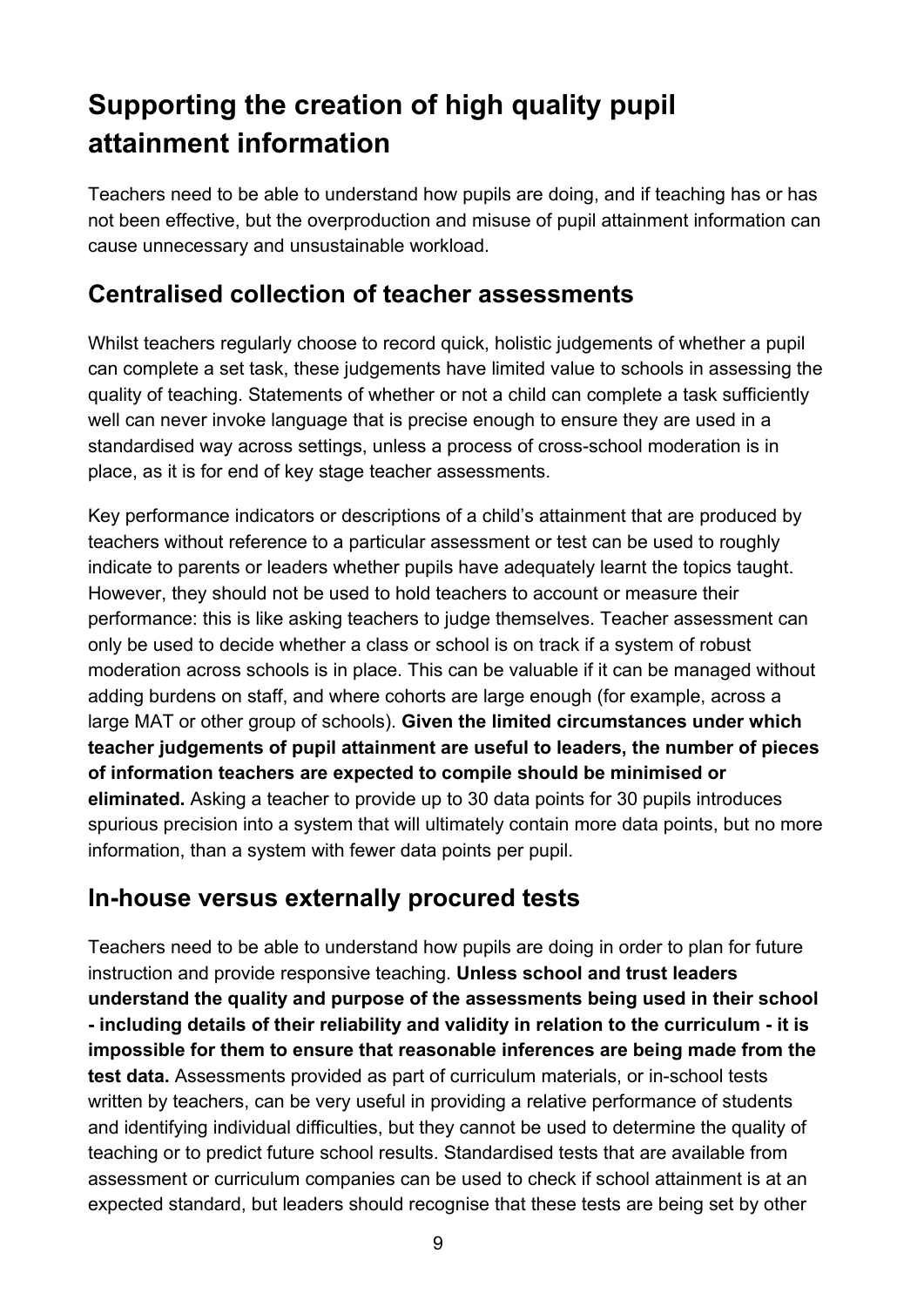# Supporting the creation of high quality pupil attainment information

Teachers need to be able to understand how pupils are doing, and if teaching has or has not been effective, but the overproduction and misuse of pupil attainment information can cause unnecessary and unsustainable workload.

## Centralised collection of teacher assessments

Whilst teachers regularly choose to record quick, holistic judgements of whether a pupil can complete a set task, these judgements have limited value to schools in assessing the quality of teaching. Statements of whether or not a child can complete a task sufficiently well can never invoke language that is precise enough to ensure they are used in a standardised way across settings, unless a process of cross-school moderation is in place, as it is for end of key stage teacher assessments.

Key performance indicators or descriptions of a child's attainment that are produced by teachers without reference to a particular assessment or test can be used to roughly indicate to parents or leaders whether pupils have adequately learnt the topics taught. However, they should not be used to hold teachers to account or measure their performance: this is like asking teachers to judge themselves. Teacher assessment can only be used to decide whether a class or school is on track if a system of robust moderation across schools is in place. This can be valuable if it can be managed without adding burdens on staff, and where cohorts are large enough (for example, across a large MAT or other group of schools). **Given the limited circumstances under which teacher judgements of pupil attainment are useful to leaders, the number of pieces of information teachers are expected to compile should be minimised or eliminated.** Asking a teacher to provide up to 30 data points for 30 pupils introduces spurious precision into a system that will ultimately contain more data points, but no more information, than a system with fewer data points per pupil.

## In-house versus externally procured tests

Teachers need to be able to understand how pupils are doing in order to plan for future instruction and provide responsive teaching. **Unless school and trust leaders understand the quality and purpose of the assessments being used in their school - including details of their reliability and validity in relation to the curriculum - it is impossible for them to ensure that reasonable inferences are being made from the test data.** Assessments provided as part of curriculum materials, or in-school tests written by teachers, can be very useful in providing a relative performance of students and identifying individual difficulties, but they cannot be used to determine the quality of teaching or to predict future school results. Standardised tests that are available from assessment or curriculum companies can be used to check if school attainment is at an expected standard, but leaders should recognise that these tests are being set by other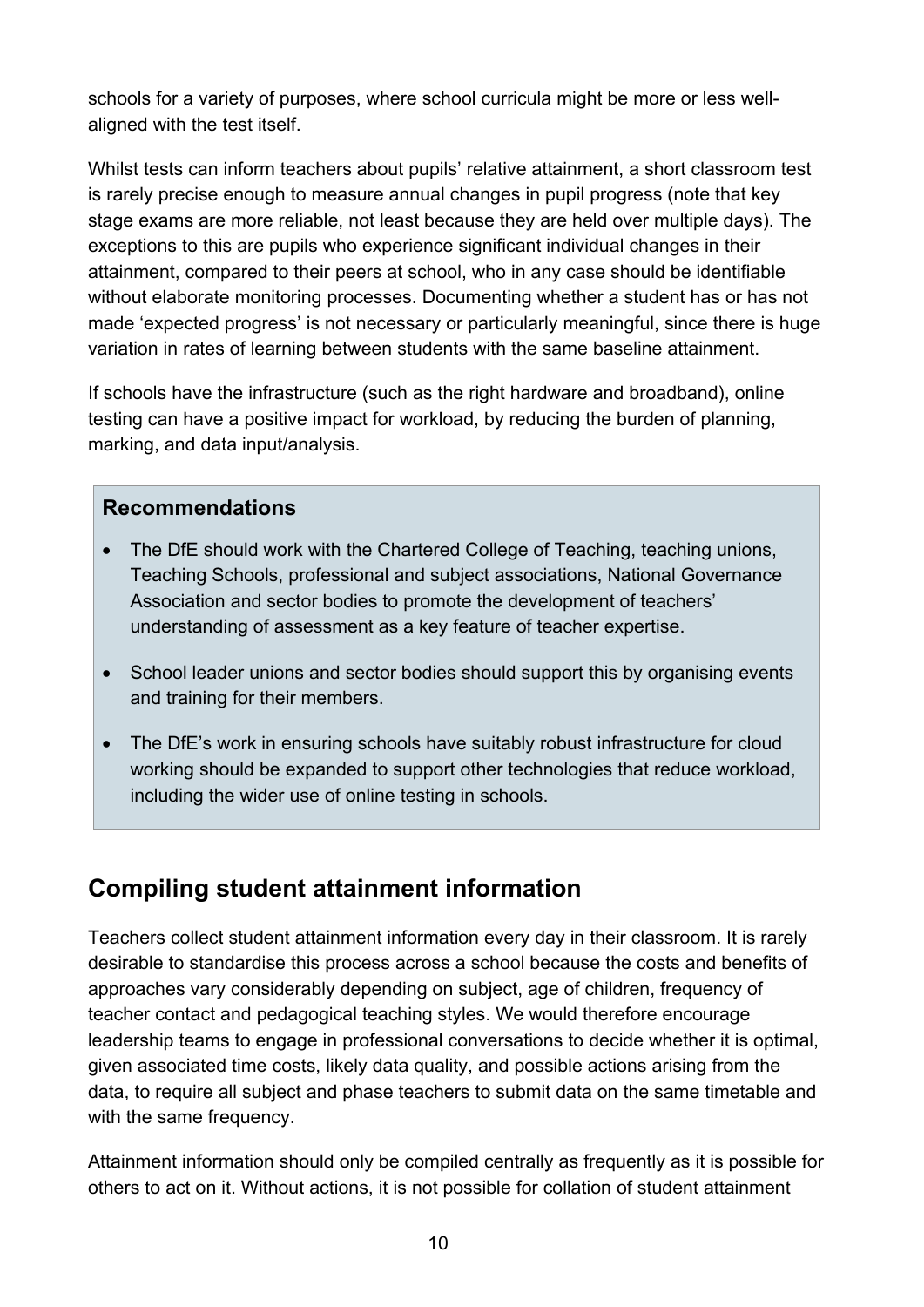schools for a variety of purposes, where school curricula might be more or less well-aligned with the test itself.

Whilst tests can inform teachers about pupils' relative attainment, a short classroom test is rarely precise enough to measure annual changes in pupil progress (note that key stage exams are more reliable, not least because they are held over multiple days). The exceptions to this are pupils who experience significant individual changes in their attainment, compared to their peers at school, who in any case should be identifiable without elaborate monitoring processes. Documenting whether a student has or has not made 'expected progress' is not necessary or particularly meaningful, since there is huge variation in rates of learning between students with the same baseline attainment.

If schools have the infrastructure (such as the right hardware and broadband), online testing can have a positive impact for workload, by reducing the burden of planning, marking, and data input/analysis.

### Recommendations

- The DfE should work with the Chartered College of Teaching, teaching unions, Teaching Schools, professional and subject associations, National Governance Association and sector bodies to promote the development of teachers' understanding of assessment as a key feature of teacher expertise.
- School leader unions and sector bodies should support this by organising events and training for their members.
- The DfE's work in ensuring schools have suitably robust infrastructure for cloud working should be expanded to support other technologies that reduce workload, including the wider use of online testing in schools.

## Compiling student attainment information

Teachers collect student attainment information every day in their classroom. It is rarely desirable to standardise this process across a school because the costs and benefits of approaches vary considerably depending on subject, age of children, frequency of teacher contact and pedagogical teaching styles. We would therefore encourage leadership teams to engage in professional conversations to decide whether it is optimal, given associated time costs, likely data quality, and possible actions arising from the data, to require all subject and phase teachers to submit data on the same timetable and with the same frequency.

Attainment information should only be compiled centrally as frequently as it is possible for others to act on it. Without actions, it is not possible for collation of student attainment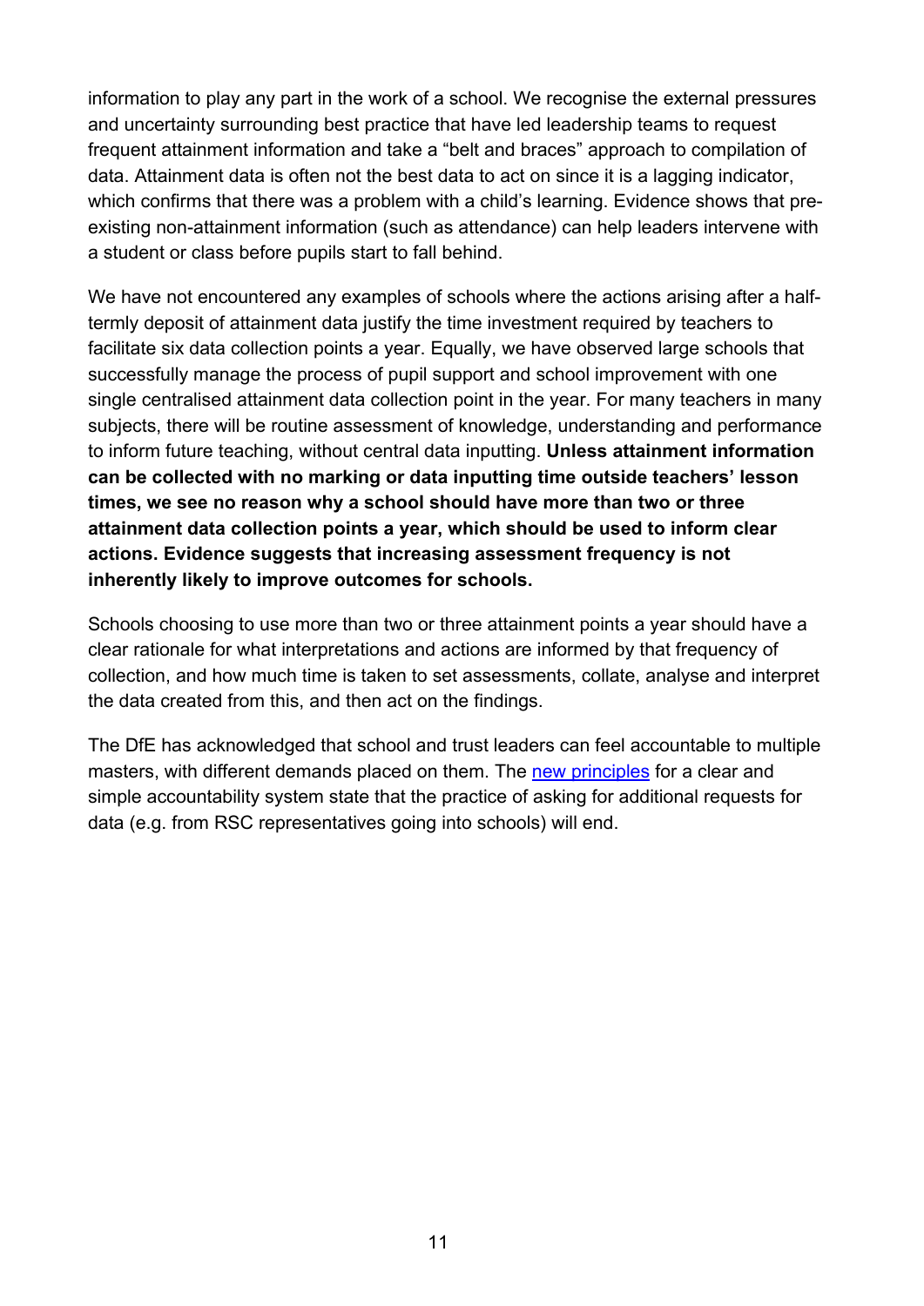information to play any part in the work of a school. We recognise the external pressures and uncertainty surrounding best practice that have led leadership teams to request frequent attainment information and take a "belt and braces" approach to compilation of data. Attainment data is often not the best data to act on since it is a lagging indicator, which confirms that there was a problem with a child's learning. Evidence shows that pre-existing non-attainment information (such as attendance) can help leaders intervene with a student or class before pupils start to fall behind.

We have not encountered any examples of schools where the actions arising after a half-termly deposit of attainment data justify the time investment required by teachers to facilitate six data collection points a year. Equally, we have observed large schools that successfully manage the process of pupil support and school improvement with one single centralised attainment data collection point in the year. For many teachers in many subjects, there will be routine assessment of knowledge, understanding and performance to inform future teaching, without central data inputting. **Unless attainment information can be collected with no marking or data inputting time outside teachers' lesson times, we see no reason why a school should have more than two or three attainment data collection points a year, which should be used to inform clear actions. Evidence suggests that increasing assessment frequency is not inherently likely to improve outcomes for schools.**

Schools choosing to use more than two or three attainment points a year should have a clear rationale for what interpretations and actions are informed by that frequency of collection, and how much time is taken to set assessments, collate, analyse and interpret the data created from this, and then act on the findings.

The DfE has acknowledged that school and trust leaders can feel accountable to multiple masters, with different demands placed on them. The new principles for a clear and simple accountability system state that the practice of asking for additional requests for data (e.g. from RSC representatives going into schools) will end.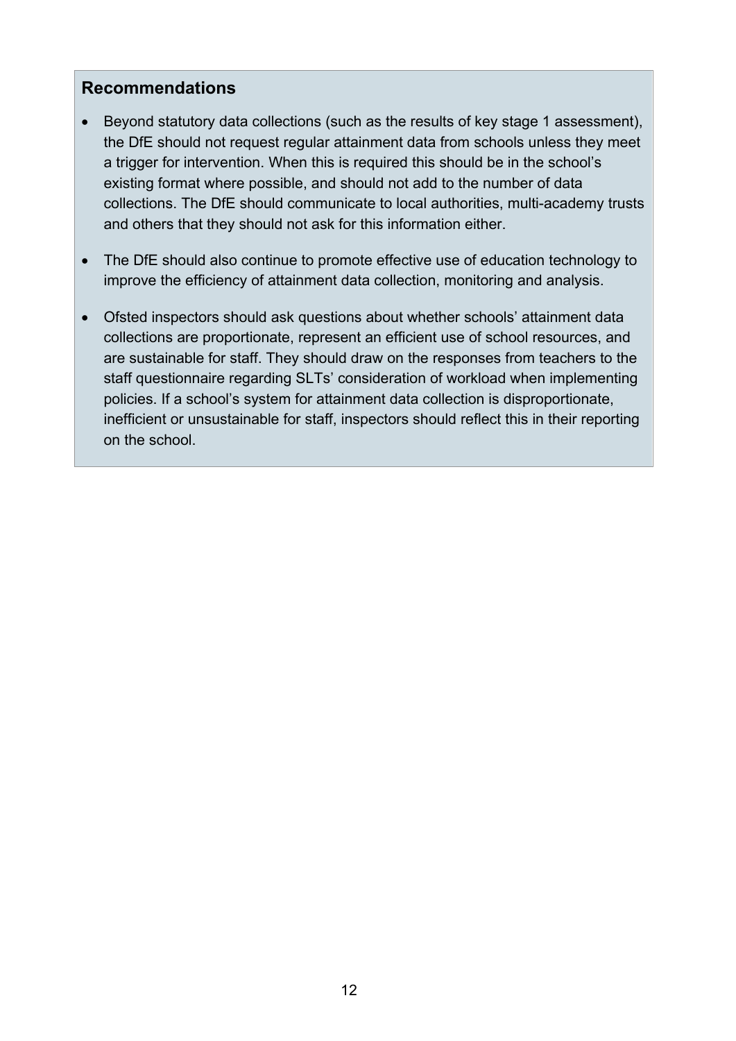### Recommendations

- Beyond statutory data collections (such as the results of key stage 1 assessment), the DfE should not request regular attainment data from schools unless they meet a trigger for intervention. When this is required this should be in the school's existing format where possible, and should not add to the number of data collections. The DfE should communicate to local authorities, multi-academy trusts and others that they should not ask for this information either.
- The DfE should also continue to promote effective use of education technology to improve the efficiency of attainment data collection, monitoring and analysis.
- Ofsted inspectors should ask questions about whether schools' attainment data collections are proportionate, represent an efficient use of school resources, and are sustainable for staff. They should draw on the responses from teachers to the staff questionnaire regarding SLTs' consideration of workload when implementing policies. If a school's system for attainment data collection is disproportionate, inefficient or unsustainable for staff, inspectors should reflect this in their reporting on the school.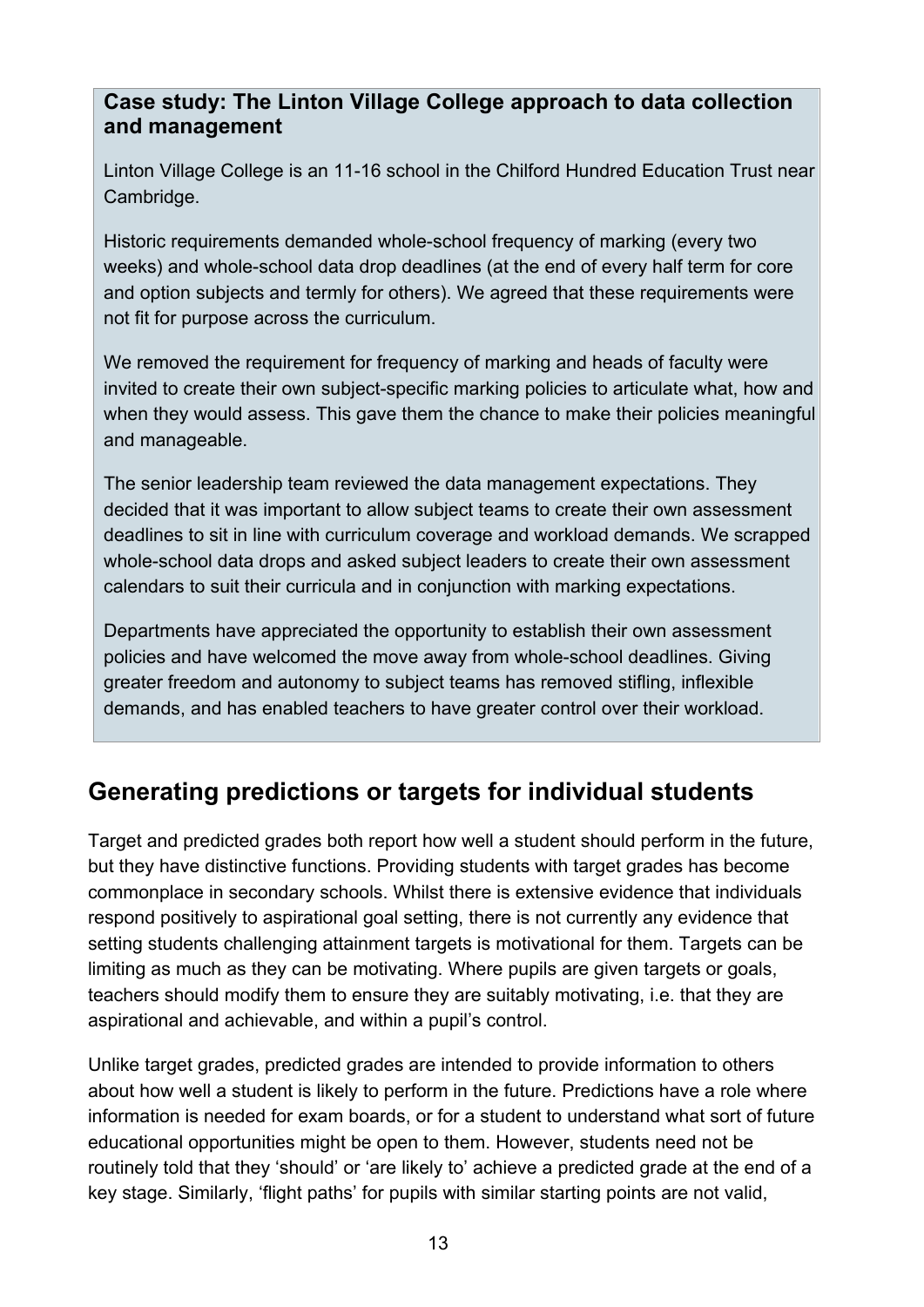**Case study: The Linton Village College approach to data collection and management**

Linton Village College is an 11-16 school in the Chilford Hundred Education Trust near Cambridge.

Historic requirements demanded whole-school frequency of marking (every two weeks) and whole-school data drop deadlines (at the end of every half term for core and option subjects and termly for others). We agreed that these requirements were not fit for purpose across the curriculum.

We removed the requirement for frequency of marking and heads of faculty were invited to create their own subject-specific marking policies to articulate what, how and when they would assess. This gave them the chance to make their policies meaningful and manageable.

The senior leadership team reviewed the data management expectations. They decided that it was important to allow subject teams to create their own assessment deadlines to sit in line with curriculum coverage and workload demands. We scrapped whole-school data drops and asked subject leaders to create their own assessment calendars to suit their curricula and in conjunction with marking expectations.

Departments have appreciated the opportunity to establish their own assessment policies and have welcomed the move away from whole-school deadlines. Giving greater freedom and autonomy to subject teams has removed stifling, inflexible demands, and has enabled teachers to have greater control over their workload.

## Generating predictions or targets for individual students

Target and predicted grades both report how well a student should perform in the future, but they have distinctive functions. Providing students with target grades has become commonplace in secondary schools. Whilst there is extensive evidence that individuals respond positively to aspirational goal setting, there is not currently any evidence that setting students challenging attainment targets is motivational for them. Targets can be limiting as much as they can be motivating. Where pupils are given targets or goals, teachers should modify them to ensure they are suitably motivating, i.e. that they are aspirational and achievable, and within a pupil's control.

Unlike target grades, predicted grades are intended to provide information to others about how well a student is likely to perform in the future. Predictions have a role where information is needed for exam boards, or for a student to understand what sort of future educational opportunities might be open to them. However, students need not be routinely told that they 'should' or 'are likely to' achieve a predicted grade at the end of a key stage. Similarly, 'flight paths' for pupils with similar starting points are not valid,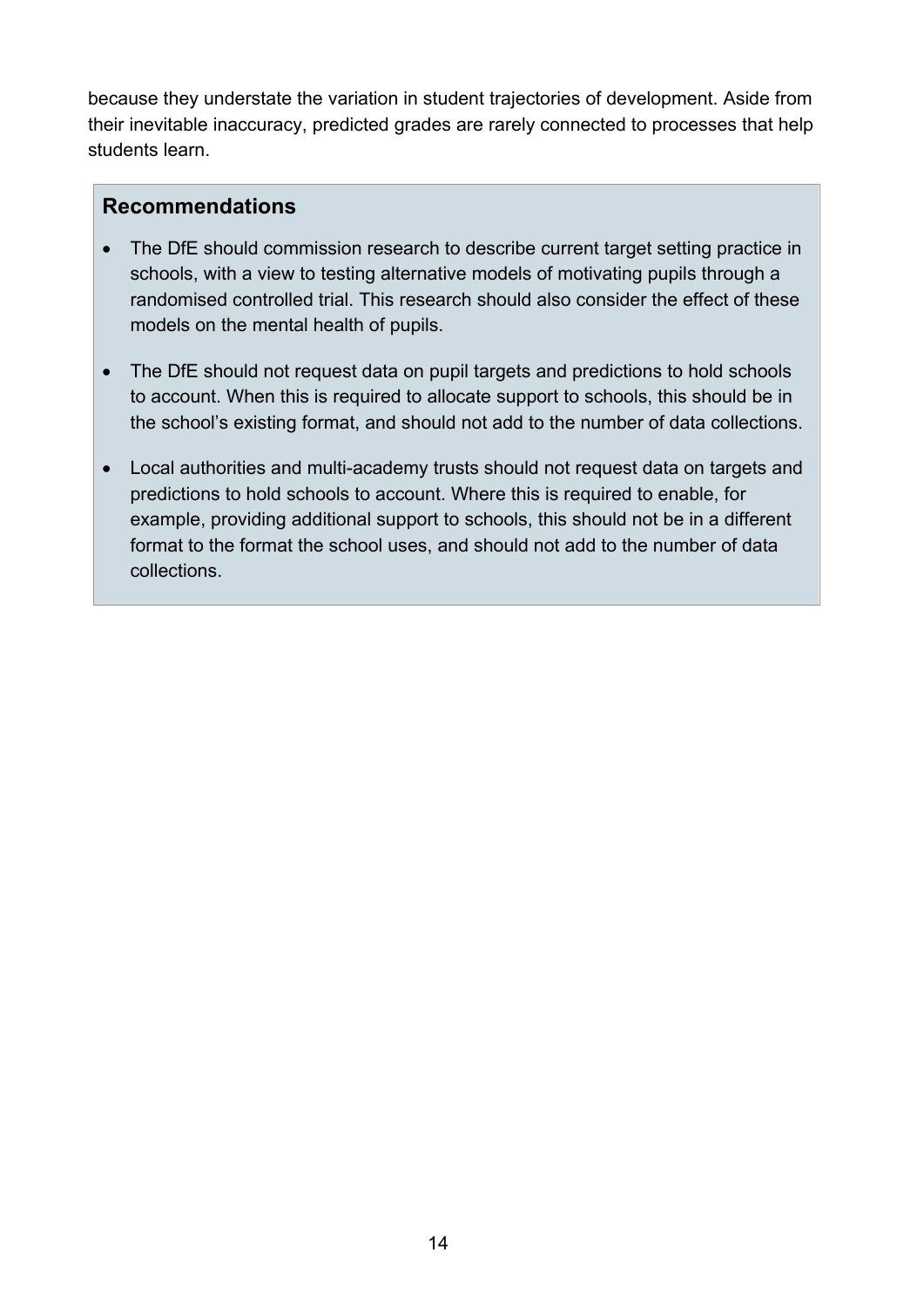because they understate the variation in student trajectories of development. Aside from their inevitable inaccuracy, predicted grades are rarely connected to processes that help students learn.

### Recommendations

- The DfE should commission research to describe current target setting practice in schools, with a view to testing alternative models of motivating pupils through a randomised controlled trial. This research should also consider the effect of these models on the mental health of pupils.
- The DfE should not request data on pupil targets and predictions to hold schools to account. When this is required to allocate support to schools, this should be in the school's existing format, and should not add to the number of data collections.
- Local authorities and multi-academy trusts should not request data on targets and predictions to hold schools to account. Where this is required to enable, for example, providing additional support to schools, this should not be in a different format to the format the school uses, and should not add to the number of data collections.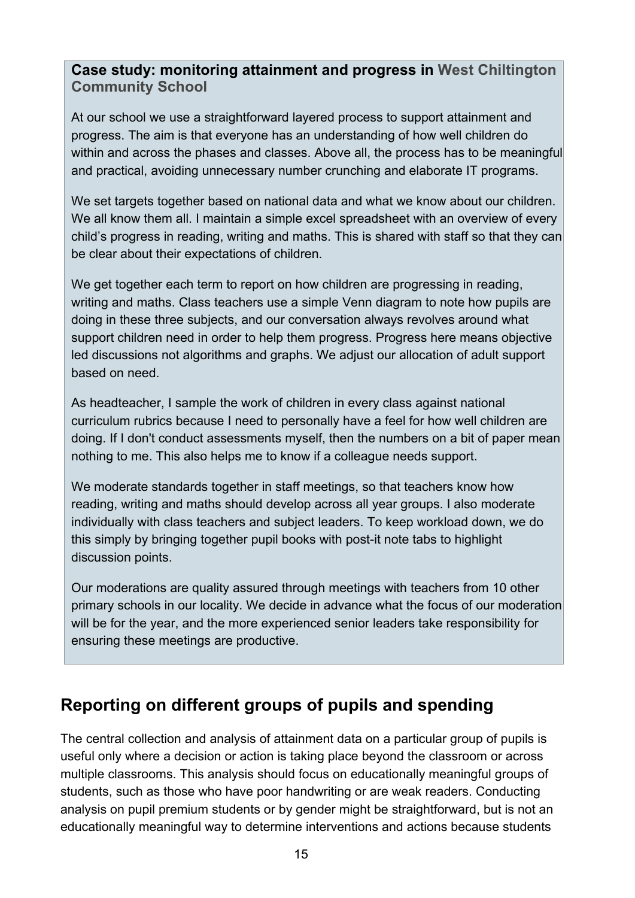**Case study: monitoring attainment and progress in West Chiltington Community School**

At our school we use a straightforward layered process to support attainment and progress. The aim is that everyone has an understanding of how well children do within and across the phases and classes. Above all, the process has to be meaningful and practical, avoiding unnecessary number crunching and elaborate IT programs.

We set targets together based on national data and what we know about our children. We all know them all. I maintain a simple excel spreadsheet with an overview of every child's progress in reading, writing and maths. This is shared with staff so that they can be clear about their expectations of children.

We get together each term to report on how children are progressing in reading, writing and maths. Class teachers use a simple Venn diagram to note how pupils are doing in these three subjects, and our conversation always revolves around what support children need in order to help them progress. Progress here means objective led discussions not algorithms and graphs. We adjust our allocation of adult support based on need.

As headteacher, I sample the work of children in every class against national curriculum rubrics because I need to personally have a feel for how well children are doing. If I don't conduct assessments myself, then the numbers on a bit of paper mean nothing to me. This also helps me to know if a colleague needs support.

We moderate standards together in staff meetings, so that teachers know how reading, writing and maths should develop across all year groups. I also moderate individually with class teachers and subject leaders. To keep workload down, we do this simply by bringing together pupil books with post-it note tabs to highlight discussion points.

Our moderations are quality assured through meetings with teachers from 10 other primary schools in our locality. We decide in advance what the focus of our moderation will be for the year, and the more experienced senior leaders take responsibility for ensuring these meetings are productive.

## Reporting on different groups of pupils and spending

The central collection and analysis of attainment data on a particular group of pupils is useful only where a decision or action is taking place beyond the classroom or across multiple classrooms. This analysis should focus on educationally meaningful groups of students, such as those who have poor handwriting or are weak readers. Conducting analysis on pupil premium students or by gender might be straightforward, but is not an educationally meaningful way to determine interventions and actions because students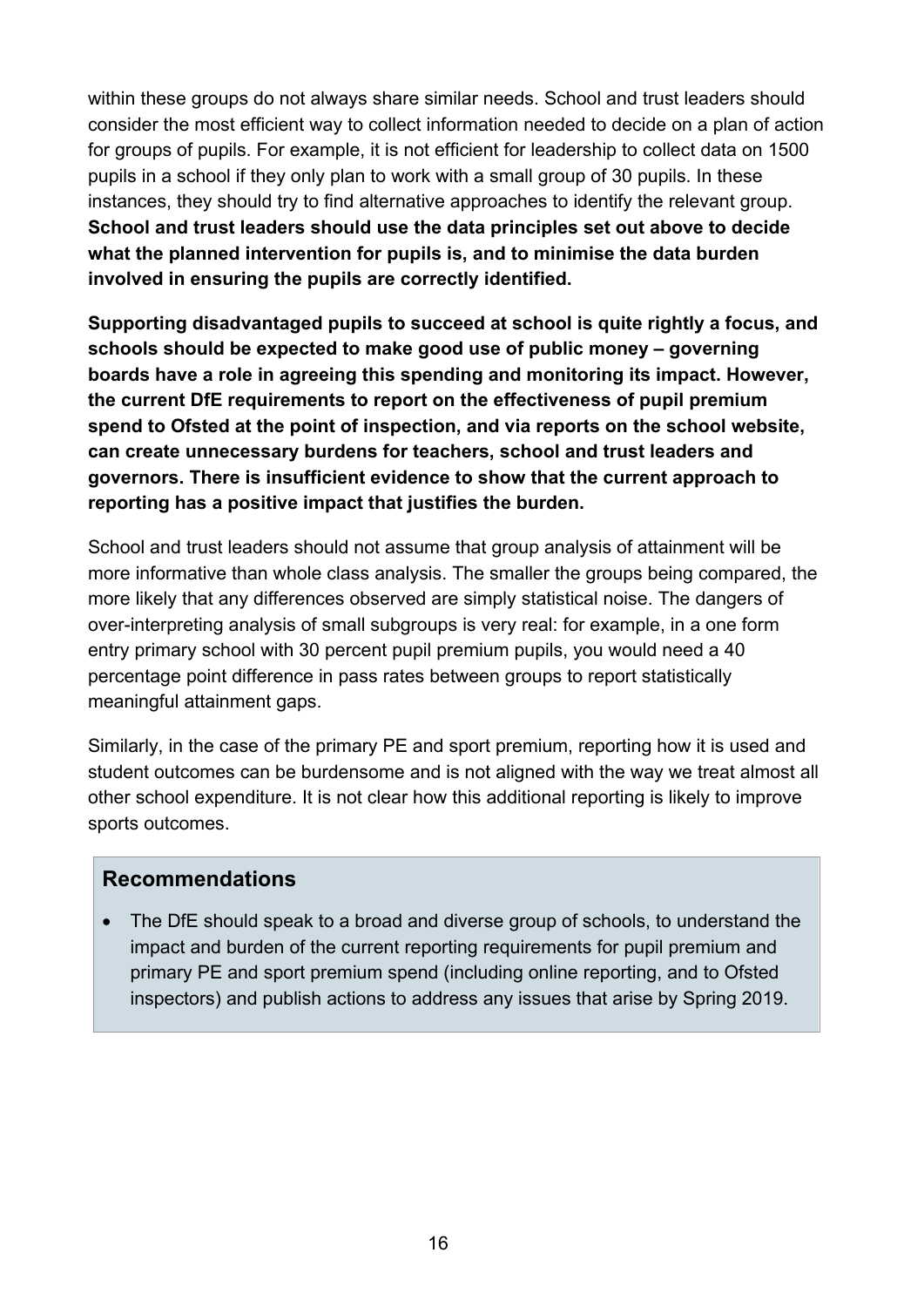within these groups do not always share similar needs. School and trust leaders should consider the most efficient way to collect information needed to decide on a plan of action for groups of pupils. For example, it is not efficient for leadership to collect data on 1500 pupils in a school if they only plan to work with a small group of 30 pupils. In these instances, they should try to find alternative approaches to identify the relevant group. **School and trust leaders should use the data principles set out above to decide what the planned intervention for pupils is, and to minimise the data burden involved in ensuring the pupils are correctly identified.**

**Supporting disadvantaged pupils to succeed at school is quite rightly a focus, and schools should be expected to make good use of public money – governing boards have a role in agreeing this spending and monitoring its impact. However, the current DfE requirements to report on the effectiveness of pupil premium spend to Ofsted at the point of inspection, and via reports on the school website, can create unnecessary burdens for teachers, school and trust leaders and governors. There is insufficient evidence to show that the current approach to reporting has a positive impact that justifies the burden.**

School and trust leaders should not assume that group analysis of attainment will be more informative than whole class analysis. The smaller the groups being compared, the more likely that any differences observed are simply statistical noise. The dangers of over-interpreting analysis of small subgroups is very real: for example, in a one form entry primary school with 30 percent pupil premium pupils, you would need a 40 percentage point difference in pass rates between groups to report statistically meaningful attainment gaps.

Similarly, in the case of the primary PE and sport premium, reporting how it is used and student outcomes can be burdensome and is not aligned with the way we treat almost all other school expenditure. It is not clear how this additional reporting is likely to improve sports outcomes.

### Recommendations

- The DfE should speak to a broad and diverse group of schools, to understand the impact and burden of the current reporting requirements for pupil premium and primary PE and sport premium spend (including online reporting, and to Ofsted inspectors) and publish actions to address any issues that arise by Spring 2019.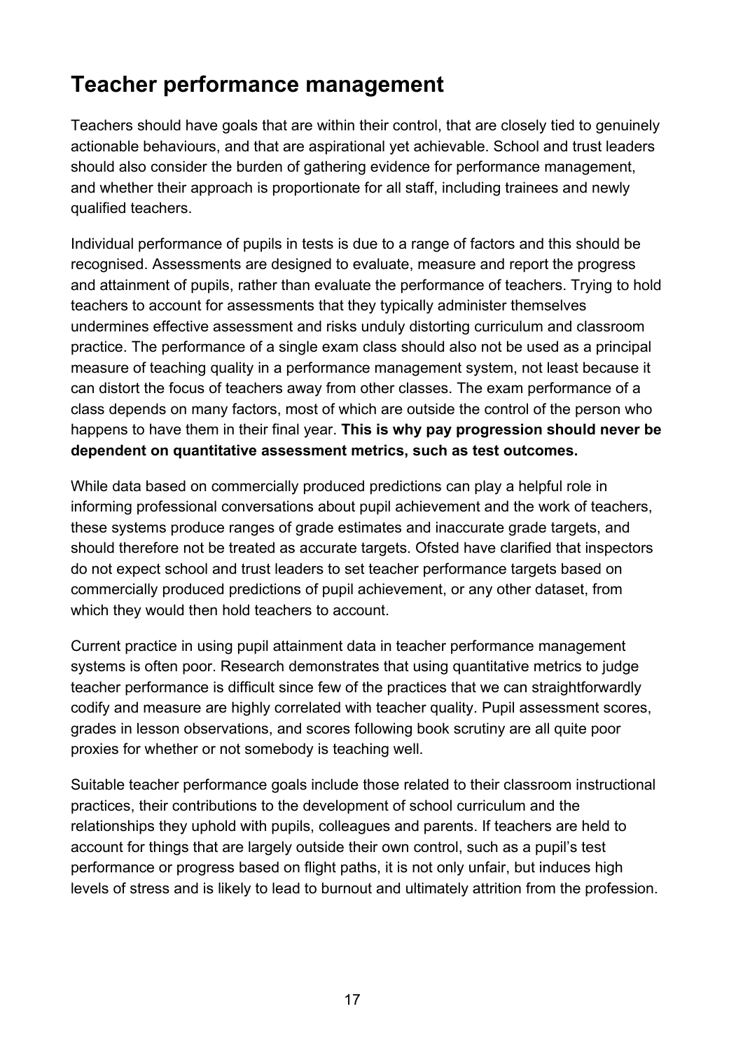## Teacher performance management

Teachers should have goals that are within their control, that are closely tied to genuinely actionable behaviours, and that are aspirational yet achievable. School and trust leaders should also consider the burden of gathering evidence for performance management, and whether their approach is proportionate for all staff, including trainees and newly qualified teachers.

Individual performance of pupils in tests is due to a range of factors and this should be recognised. Assessments are designed to evaluate, measure and report the progress and attainment of pupils, rather than evaluate the performance of teachers. Trying to hold teachers to account for assessments that they typically administer themselves undermines effective assessment and risks unduly distorting curriculum and classroom practice. The performance of a single exam class should also not be used as a principal measure of teaching quality in a performance management system, not least because it can distort the focus of teachers away from other classes. The exam performance of a class depends on many factors, most of which are outside the control of the person who happens to have them in their final year. **This is why pay progression should never be dependent on quantitative assessment metrics, such as test outcomes.**

While data based on commercially produced predictions can play a helpful role in informing professional conversations about pupil achievement and the work of teachers, these systems produce ranges of grade estimates and inaccurate grade targets, and should therefore not be treated as accurate targets. Ofsted have clarified that inspectors do not expect school and trust leaders to set teacher performance targets based on commercially produced predictions of pupil achievement, or any other dataset, from which they would then hold teachers to account.

Current practice in using pupil attainment data in teacher performance management systems is often poor. Research demonstrates that using quantitative metrics to judge teacher performance is difficult since few of the practices that we can straightforwardly codify and measure are highly correlated with teacher quality. Pupil assessment scores, grades in lesson observations, and scores following book scrutiny are all quite poor proxies for whether or not somebody is teaching well.

Suitable teacher performance goals include those related to their classroom instructional practices, their contributions to the development of school curriculum and the relationships they uphold with pupils, colleagues and parents. If teachers are held to account for things that are largely outside their own control, such as a pupil's test performance or progress based on flight paths, it is not only unfair, but induces high levels of stress and is likely to lead to burnout and ultimately attrition from the profession.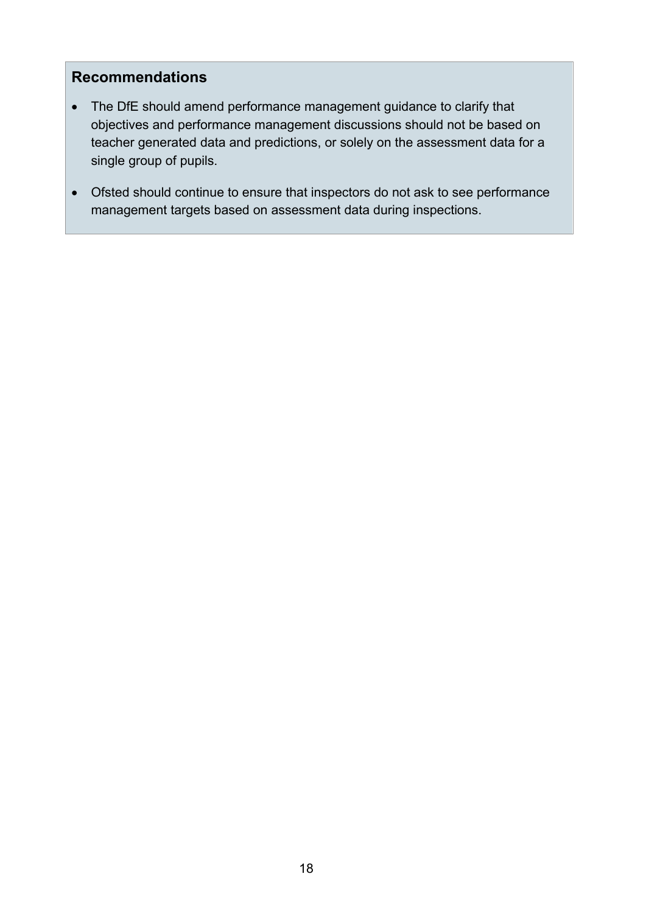### Recommendations

- The DfE should amend performance management guidance to clarify that objectives and performance management discussions should not be based on teacher generated data and predictions, or solely on the assessment data for a single group of pupils.
- Ofsted should continue to ensure that inspectors do not ask to see performance management targets based on assessment data during inspections.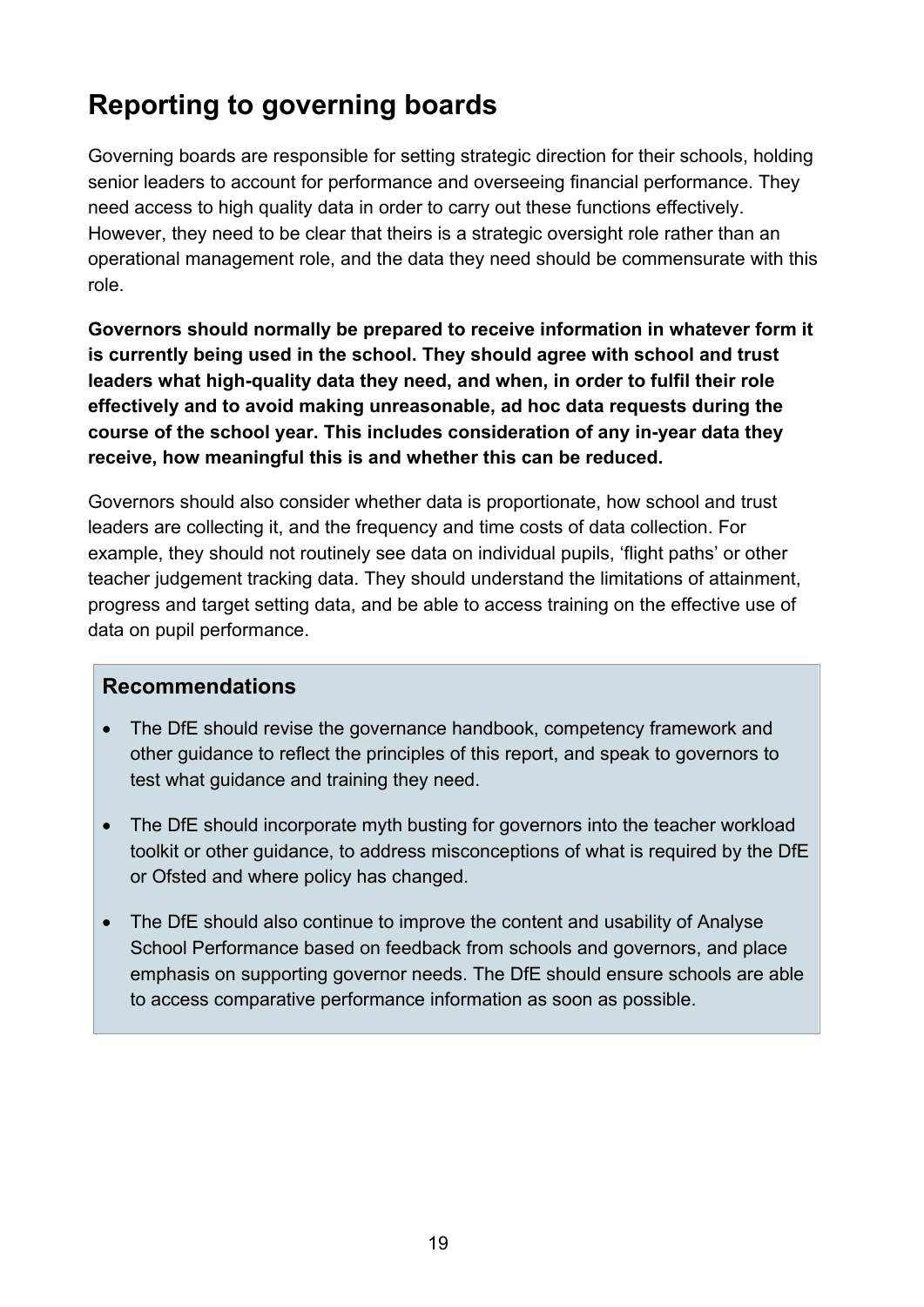## Reporting to governing boards

Governing boards are responsible for setting strategic direction for their schools, holding senior leaders to account for performance and overseeing financial performance. They need access to high quality data in order to carry out these functions effectively. However, they need to be clear that theirs is a strategic oversight role rather than an operational management role, and the data they need should be commensurate with this role.

**Governors should normally be prepared to receive information in whatever form it is currently being used in the school. They should agree with school and trust leaders what high-quality data they need, and when, in order to fulfil their role effectively and to avoid making unreasonable, ad hoc data requests during the course of the school year. This includes consideration of any in-year data they receive, how meaningful this is and whether this can be reduced.**

Governors should also consider whether data is proportionate, how school and trust leaders are collecting it, and the frequency and time costs of data collection. For example, they should not routinely see data on individual pupils, 'flight paths' or other teacher judgement tracking data. They should understand the limitations of attainment, progress and target setting data, and be able to access training on the effective use of data on pupil performance.

### Recommendations

- The DfE should revise the governance handbook, competency framework and other guidance to reflect the principles of this report, and speak to governors to test what guidance and training they need.
- The DfE should incorporate myth busting for governors into the teacher workload toolkit or other guidance, to address misconceptions of what is required by the DfE or Ofsted and where policy has changed.
- The DfE should also continue to improve the content and usability of Analyse School Performance based on feedback from schools and governors, and place emphasis on supporting governor needs. The DfE should ensure schools are able to access comparative performance information as soon as possible.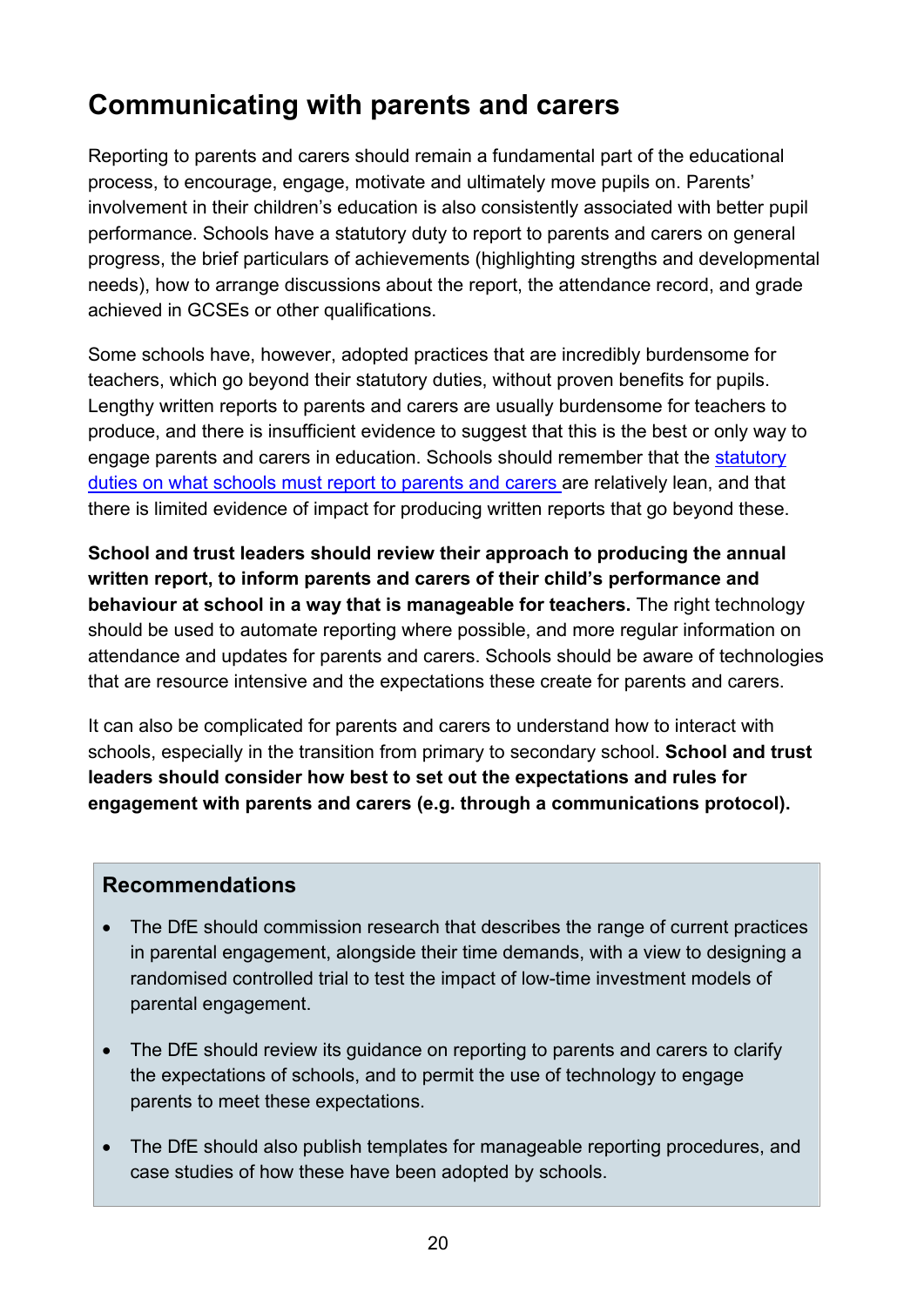## Communicating with parents and carers

Reporting to parents and carers should remain a fundamental part of the educational process, to encourage, engage, motivate and ultimately move pupils on. Parents' involvement in their children's education is also consistently associated with better pupil performance. Schools have a statutory duty to report to parents and carers on general progress, the brief particulars of achievements (highlighting strengths and developmental needs), how to arrange discussions about the report, the attendance record, and grade achieved in GCSEs or other qualifications.

Some schools have, however, adopted practices that are incredibly burdensome for teachers, which go beyond their statutory duties, without proven benefits for pupils. Lengthy written reports to parents and carers are usually burdensome for teachers to produce, and there is insufficient evidence to suggest that this is the best or only way to engage parents and carers in education. Schools should remember that the statutory duties on what schools must report to parents and carers are relatively lean, and that there is limited evidence of impact for producing written reports that go beyond these.

**School and trust leaders should review their approach to producing the annual written report, to inform parents and carers of their child's performance and behaviour at school in a way that is manageable for teachers.** The right technology should be used to automate reporting where possible, and more regular information on attendance and updates for parents and carers. Schools should be aware of technologies that are resource intensive and the expectations these create for parents and carers.

It can also be complicated for parents and carers to understand how to interact with schools, especially in the transition from primary to secondary school. **School and trust leaders should consider how best to set out the expectations and rules for engagement with parents and carers (e.g. through a communications protocol).**

### Recommendations

- The DfE should commission research that describes the range of current practices in parental engagement, alongside their time demands, with a view to designing a randomised controlled trial to test the impact of low-time investment models of parental engagement.
- The DfE should review its guidance on reporting to parents and carers to clarify the expectations of schools, and to permit the use of technology to engage parents to meet these expectations.
- The DfE should also publish templates for manageable reporting procedures, and case studies of how these have been adopted by schools.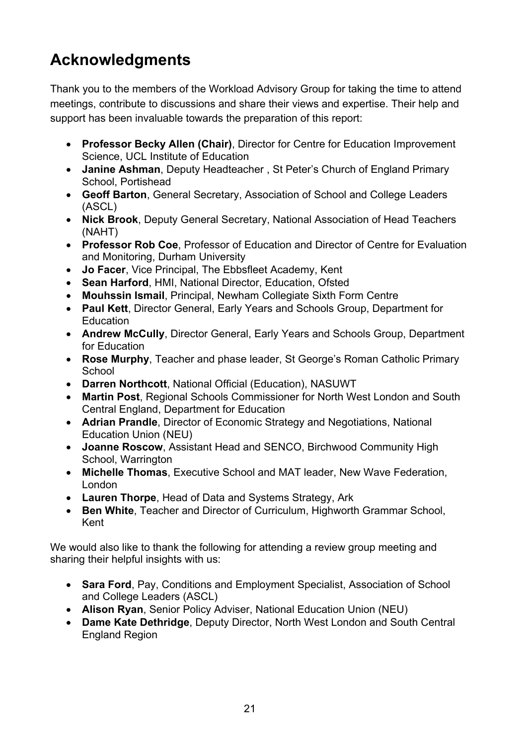# Acknowledgments

Thank you to the members of the Workload Advisory Group for taking the time to attend meetings, contribute to discussions and share their views and expertise. Their help and support has been invaluable towards the preparation of this report:

- **Professor Becky Allen (Chair)**, Director for Centre for Education Improvement Science, UCL Institute of Education
- **Janine Ashman**, Deputy Headteacher , St Peter's Church of England Primary School, Portishead
- **Geoff Barton**, General Secretary, Association of School and College Leaders (ASCL)
- **Nick Brook**, Deputy General Secretary, National Association of Head Teachers (NAHT)
- **Professor Rob Coe**, Professor of Education and Director of Centre for Evaluation and Monitoring, Durham University
- **Jo Facer**, Vice Principal, The Ebbsfleet Academy, Kent
- **Sean Harford**, HMI, National Director, Education, Ofsted
- **Mouhssin Ismail**, Principal, Newham Collegiate Sixth Form Centre
- **Paul Kett**, Director General, Early Years and Schools Group, Department for Education
- **Andrew McCully**, Director General, Early Years and Schools Group, Department for Education
- **Rose Murphy**, Teacher and phase leader, St George's Roman Catholic Primary School
- **Darren Northcott**, National Official (Education), NASUWT
- **Martin Post**, Regional Schools Commissioner for North West London and South Central England, Department for Education
- **Adrian Prandle**, Director of Economic Strategy and Negotiations, National Education Union (NEU)
- **Joanne Roscow**, Assistant Head and SENCO, Birchwood Community High School, Warrington
- **Michelle Thomas**, Executive School and MAT leader, New Wave Federation, London
- **Lauren Thorpe**, Head of Data and Systems Strategy, Ark
- **Ben White**, Teacher and Director of Curriculum, Highworth Grammar School, Kent

We would also like to thank the following for attending a review group meeting and sharing their helpful insights with us:

- **Sara Ford**, Pay, Conditions and Employment Specialist, Association of School and College Leaders (ASCL)
- **Alison Ryan**, Senior Policy Adviser, National Education Union (NEU)
- **Dame Kate Dethridge**, Deputy Director, North West London and South Central England Region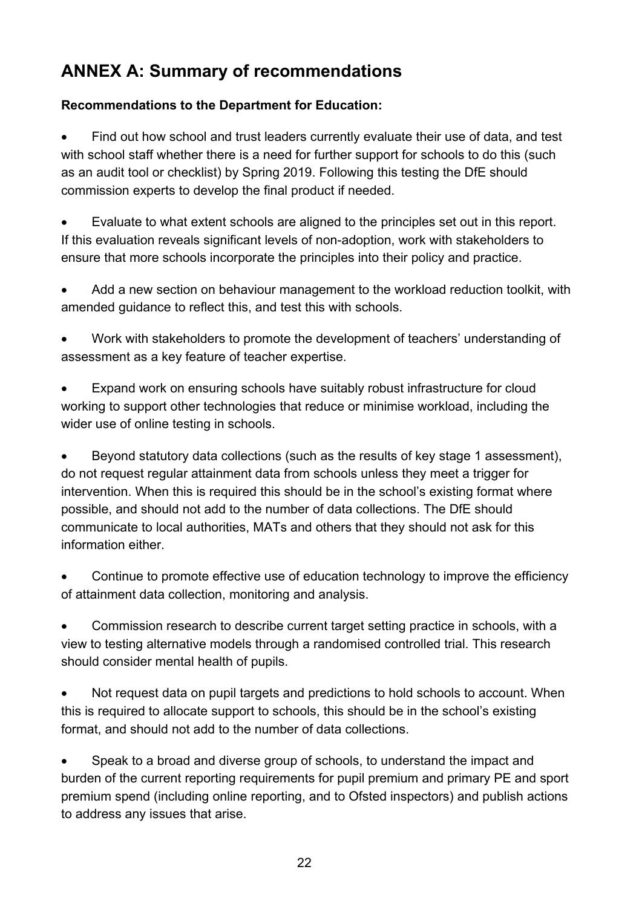## ANNEX A: Summary of recommendations

**Recommendations to the Department for Education:**

- Find out how school and trust leaders currently evaluate their use of data, and test with school staff whether there is a need for further support for schools to do this (such as an audit tool or checklist) by Spring 2019. Following this testing the DfE should commission experts to develop the final product if needed.

- Evaluate to what extent schools are aligned to the principles set out in this report. If this evaluation reveals significant levels of non-adoption, work with stakeholders to ensure that more schools incorporate the principles into their policy and practice.

- Add a new section on behaviour management to the workload reduction toolkit, with amended guidance to reflect this, and test this with schools.

- Work with stakeholders to promote the development of teachers' understanding of assessment as a key feature of teacher expertise.

- Expand work on ensuring schools have suitably robust infrastructure for cloud working to support other technologies that reduce or minimise workload, including the wider use of online testing in schools.

- Beyond statutory data collections (such as the results of key stage 1 assessment), do not request regular attainment data from schools unless they meet a trigger for intervention. When this is required this should be in the school's existing format where possible, and should not add to the number of data collections. The DfE should communicate to local authorities, MATs and others that they should not ask for this information either.

- Continue to promote effective use of education technology to improve the efficiency of attainment data collection, monitoring and analysis.

- Commission research to describe current target setting practice in schools, with a view to testing alternative models through a randomised controlled trial. This research should consider mental health of pupils.

- Not request data on pupil targets and predictions to hold schools to account. When this is required to allocate support to schools, this should be in the school's existing format, and should not add to the number of data collections.

- Speak to a broad and diverse group of schools, to understand the impact and burden of the current reporting requirements for pupil premium and primary PE and sport premium spend (including online reporting, and to Ofsted inspectors) and publish actions to address any issues that arise.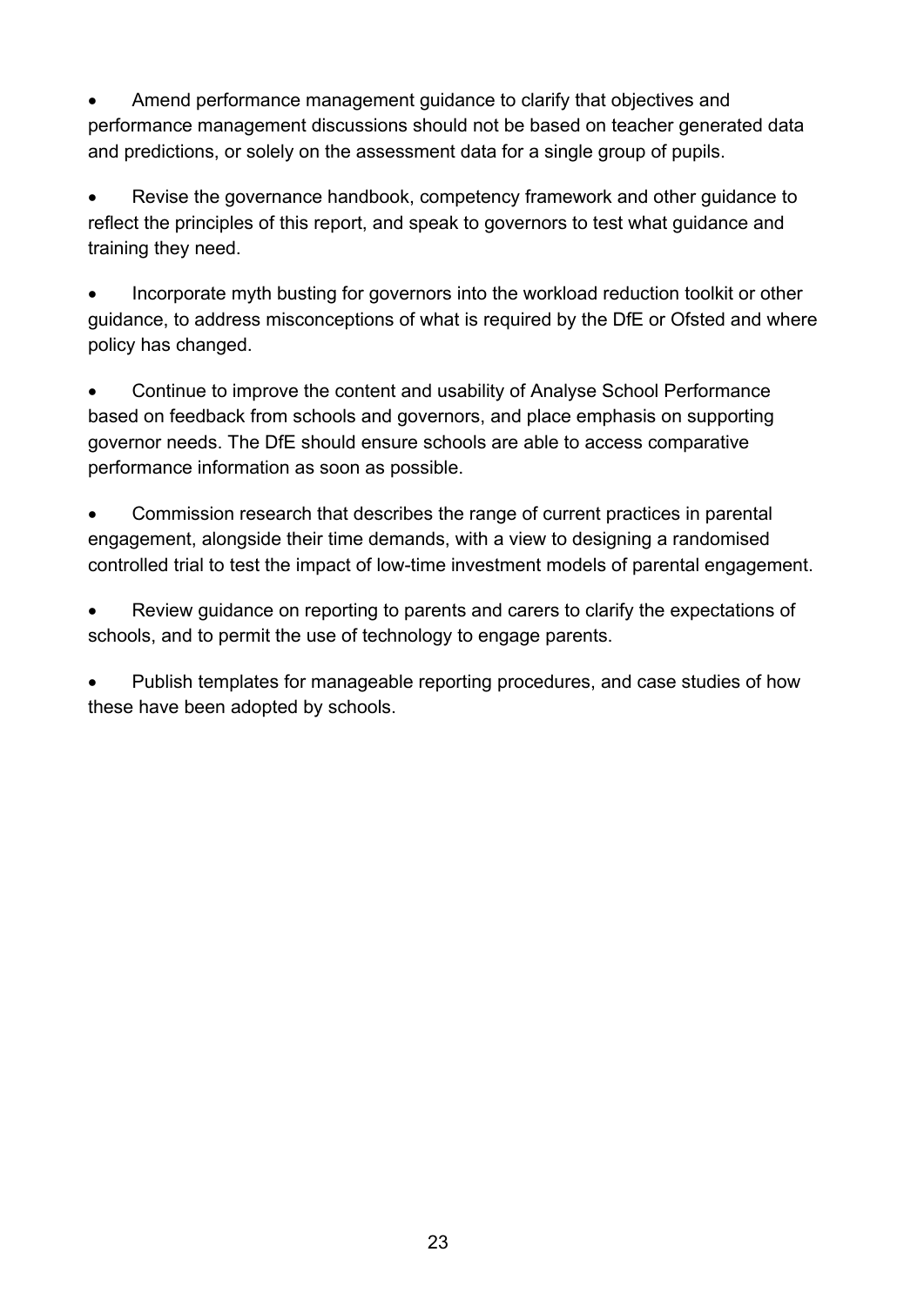- Amend performance management guidance to clarify that objectives and performance management discussions should not be based on teacher generated data and predictions, or solely on the assessment data for a single group of pupils.

- Revise the governance handbook, competency framework and other guidance to reflect the principles of this report, and speak to governors to test what guidance and training they need.

- Incorporate myth busting for governors into the workload reduction toolkit or other guidance, to address misconceptions of what is required by the DfE or Ofsted and where policy has changed.

- Continue to improve the content and usability of Analyse School Performance based on feedback from schools and governors, and place emphasis on supporting governor needs. The DfE should ensure schools are able to access comparative performance information as soon as possible.

- Commission research that describes the range of current practices in parental engagement, alongside their time demands, with a view to designing a randomised controlled trial to test the impact of low-time investment models of parental engagement.

- Review guidance on reporting to parents and carers to clarify the expectations of schools, and to permit the use of technology to engage parents.

- Publish templates for manageable reporting procedures, and case studies of how these have been adopted by schools.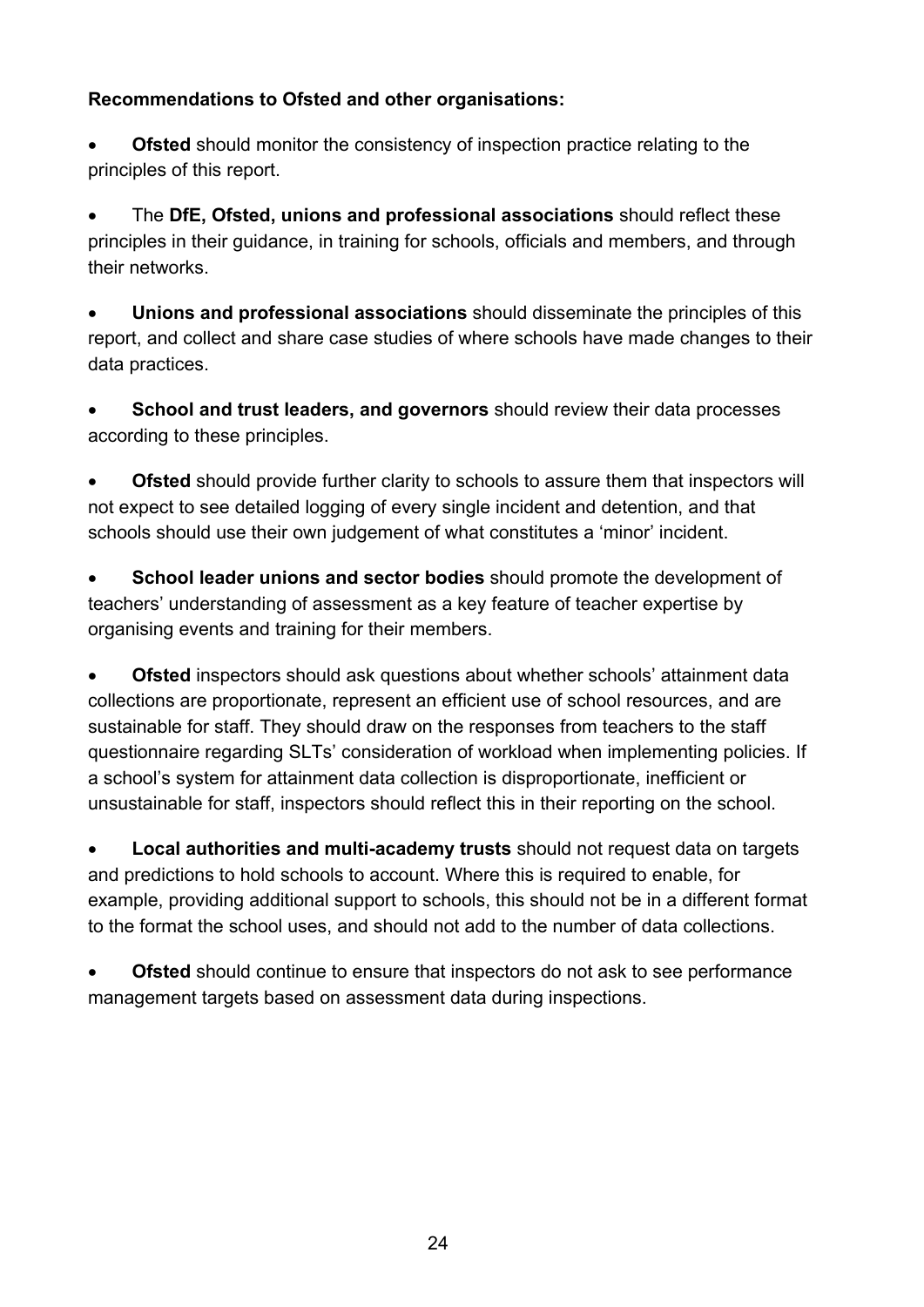**Recommendations to Ofsted and other organisations:**

- **Ofsted** should monitor the consistency of inspection practice relating to the principles of this report.
- The **DfE, Ofsted, unions and professional associations** should reflect these principles in their guidance, in training for schools, officials and members, and through their networks.
- **Unions and professional associations** should disseminate the principles of this report, and collect and share case studies of where schools have made changes to their data practices.
- **School and trust leaders, and governors** should review their data processes according to these principles.
- **Ofsted** should provide further clarity to schools to assure them that inspectors will not expect to see detailed logging of every single incident and detention, and that schools should use their own judgement of what constitutes a 'minor' incident.
- **School leader unions and sector bodies** should promote the development of teachers' understanding of assessment as a key feature of teacher expertise by organising events and training for their members.
- **Ofsted** inspectors should ask questions about whether schools' attainment data collections are proportionate, represent an efficient use of school resources, and are sustainable for staff. They should draw on the responses from teachers to the staff questionnaire regarding SLTs' consideration of workload when implementing policies. If a school's system for attainment data collection is disproportionate, inefficient or unsustainable for staff, inspectors should reflect this in their reporting on the school.
- **Local authorities and multi-academy trusts** should not request data on targets and predictions to hold schools to account. Where this is required to enable, for example, providing additional support to schools, this should not be in a different format to the format the school uses, and should not add to the number of data collections.
- **Ofsted** should continue to ensure that inspectors do not ask to see performance management targets based on assessment data during inspections.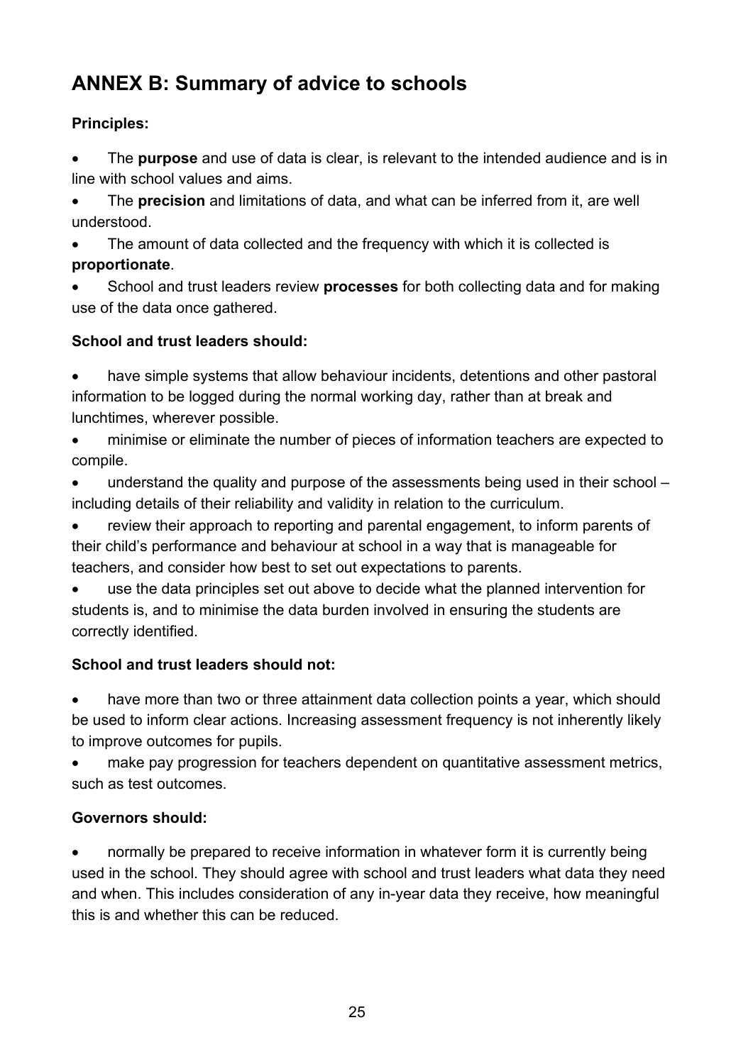## ANNEX B: Summary of advice to schools

**Principles:**

- The **purpose** and use of data is clear, is relevant to the intended audience and is in line with school values and aims.
- The **precision** and limitations of data, and what can be inferred from it, are well understood.
- The amount of data collected and the frequency with which it is collected is **proportionate**.
- School and trust leaders review **processes** for both collecting data and for making use of the data once gathered.

**School and trust leaders should:**

- have simple systems that allow behaviour incidents, detentions and other pastoral information to be logged during the normal working day, rather than at break and lunchtimes, wherever possible.
- minimise or eliminate the number of pieces of information teachers are expected to compile.
- understand the quality and purpose of the assessments being used in their school – including details of their reliability and validity in relation to the curriculum.
- review their approach to reporting and parental engagement, to inform parents of their child's performance and behaviour at school in a way that is manageable for teachers, and consider how best to set out expectations to parents.
- use the data principles set out above to decide what the planned intervention for students is, and to minimise the data burden involved in ensuring the students are correctly identified.

**School and trust leaders should not:**

- have more than two or three attainment data collection points a year, which should be used to inform clear actions. Increasing assessment frequency is not inherently likely to improve outcomes for pupils.
- make pay progression for teachers dependent on quantitative assessment metrics, such as test outcomes.

**Governors should:**

- normally be prepared to receive information in whatever form it is currently being used in the school. They should agree with school and trust leaders what data they need and when. This includes consideration of any in-year data they receive, how meaningful this is and whether this can be reduced.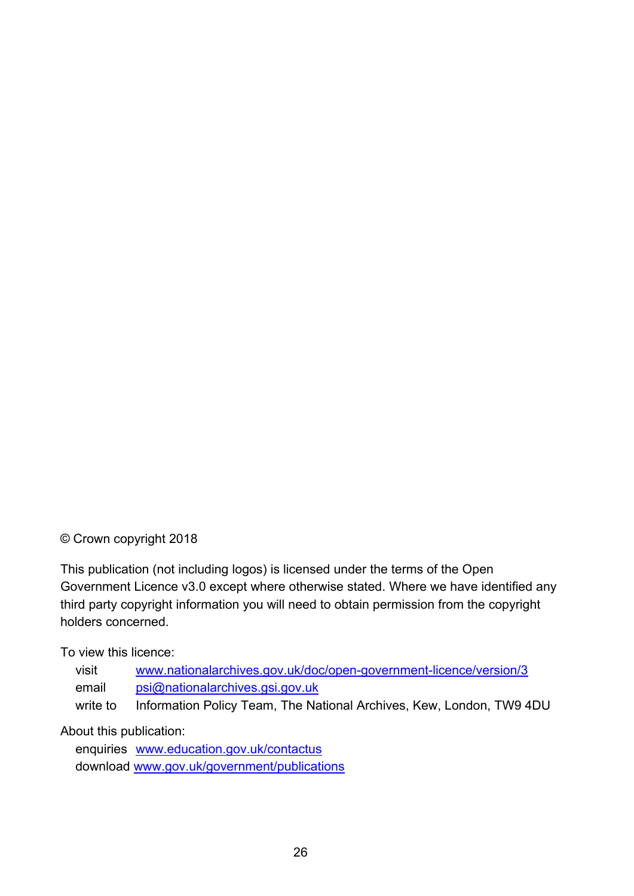© Crown copyright 2018

This publication (not including logos) is licensed under the terms of the Open Government Licence v3.0 except where otherwise stated. Where we have identified any third party copyright information you will need to obtain permission from the copyright holders concerned.

To view this licence:

visit www.nationalarchives.gov.uk/doc/open-government-licence/version/3
email psi@nationalarchives.gsi.gov.uk
write to Information Policy Team, The National Archives, Kew, London, TW9 4DU

About this publication:

enquiries www.education.gov.uk/contactus
download www.gov.uk/government/publications